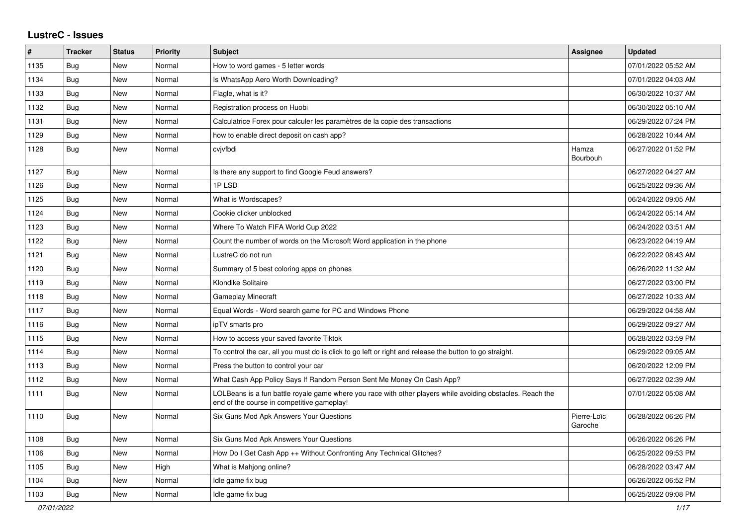# LustreC - Issues

| # | Tracker | Status | Priority | Subject | Assignee | Updated |
|---|---|---|---|---|---|---|
| 1135 | Bug | New | Normal | How to word games - 5 letter words | | 07/01/2022 05:52 AM |
| 1134 | Bug | New | Normal | Is WhatsApp Aero Worth Downloading? | | 07/01/2022 04:03 AM |
| 1133 | Bug | New | Normal | Flagle, what is it? | | 06/30/2022 10:37 AM |
| 1132 | Bug | New | Normal | Registration process on Huobi | | 06/30/2022 05:10 AM |
| 1131 | Bug | New | Normal | Calculatrice Forex pour calculer les paramètres de la copie des transactions | | 06/29/2022 07:24 PM |
| 1129 | Bug | New | Normal | how to enable direct deposit on cash app? | | 06/28/2022 10:44 AM |
| 1128 | Bug | New | Normal | cvjvfbdi | Hamza Bourbouh | 06/27/2022 01:52 PM |
| 1127 | Bug | New | Normal | Is there any support to find Google Feud answers? | | 06/27/2022 04:27 AM |
| 1126 | Bug | New | Normal | 1P LSD | | 06/25/2022 09:36 AM |
| 1125 | Bug | New | Normal | What is Wordscapes? | | 06/24/2022 09:05 AM |
| 1124 | Bug | New | Normal | Cookie clicker unblocked | | 06/24/2022 05:14 AM |
| 1123 | Bug | New | Normal | Where To Watch FIFA World Cup 2022 | | 06/24/2022 03:51 AM |
| 1122 | Bug | New | Normal | Count the number of words on the Microsoft Word application in the phone | | 06/23/2022 04:19 AM |
| 1121 | Bug | New | Normal | LustreC do not run | | 06/22/2022 08:43 AM |
| 1120 | Bug | New | Normal | Summary of 5 best coloring apps on phones | | 06/26/2022 11:32 AM |
| 1119 | Bug | New | Normal | Klondike Solitaire | | 06/27/2022 03:00 PM |
| 1118 | Bug | New | Normal | Gameplay Minecraft | | 06/27/2022 10:33 AM |
| 1117 | Bug | New | Normal | Equal Words - Word search game for PC and Windows Phone | | 06/29/2022 04:58 AM |
| 1116 | Bug | New | Normal | ipTV smarts pro | | 06/29/2022 09:27 AM |
| 1115 | Bug | New | Normal | How to access your saved favorite Tiktok | | 06/28/2022 03:59 PM |
| 1114 | Bug | New | Normal | To control the car, all you must do is click to go left or right and release the button to go straight. | | 06/29/2022 09:05 AM |
| 1113 | Bug | New | Normal | Press the button to control your car | | 06/20/2022 12:09 PM |
| 1112 | Bug | New | Normal | What Cash App Policy Says If Random Person Sent Me Money On Cash App? | | 06/27/2022 02:39 AM |
| 1111 | Bug | New | Normal | LOLBeans is a fun battle royale game where you race with other players while avoiding obstacles. Reach the end of the course in competitive gameplay! | | 07/01/2022 05:08 AM |
| 1110 | Bug | New | Normal | Six Guns Mod Apk Answers Your Questions | Pierre-Loïc Garoche | 06/28/2022 06:26 PM |
| 1108 | Bug | New | Normal | Six Guns Mod Apk Answers Your Questions | | 06/26/2022 06:26 PM |
| 1106 | Bug | New | Normal | How Do I Get Cash App ++ Without Confronting Any Technical Glitches? | | 06/25/2022 09:53 PM |
| 1105 | Bug | New | High | What is Mahjong online? | | 06/28/2022 03:47 AM |
| 1104 | Bug | New | Normal | Idle game fix bug | | 06/26/2022 06:52 PM |
| 1103 | Bug | New | Normal | Idle game fix bug | | 06/25/2022 09:08 PM |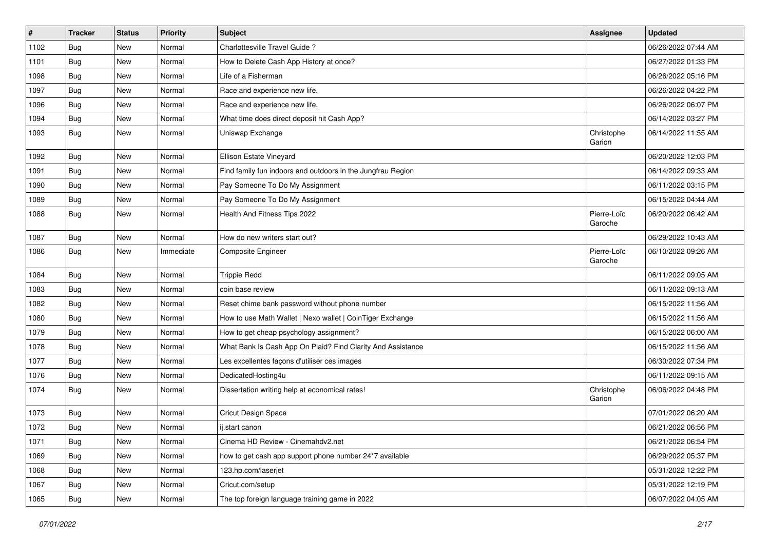| # | Tracker | Status | Priority | Subject | Assignee | Updated |
|---|---|---|---|---|---|---|
| 1102 | Bug | New | Normal | Charlottesville Travel Guide ? | | 06/26/2022 07:44 AM |
| 1101 | Bug | New | Normal | How to Delete Cash App History at once? | | 06/27/2022 01:33 PM |
| 1098 | Bug | New | Normal | Life of a Fisherman | | 06/26/2022 05:16 PM |
| 1097 | Bug | New | Normal | Race and experience new life. | | 06/26/2022 04:22 PM |
| 1096 | Bug | New | Normal | Race and experience new life. | | 06/26/2022 06:07 PM |
| 1094 | Bug | New | Normal | What time does direct deposit hit Cash App? | | 06/14/2022 03:27 PM |
| 1093 | Bug | New | Normal | Uniswap Exchange | Christophe Garion | 06/14/2022 11:55 AM |
| 1092 | Bug | New | Normal | Ellison Estate Vineyard | | 06/20/2022 12:03 PM |
| 1091 | Bug | New | Normal | Find family fun indoors and outdoors in the Jungfrau Region | | 06/14/2022 09:33 AM |
| 1090 | Bug | New | Normal | Pay Someone To Do My Assignment | | 06/11/2022 03:15 PM |
| 1089 | Bug | New | Normal | Pay Someone To Do My Assignment | | 06/15/2022 04:44 AM |
| 1088 | Bug | New | Normal | Health And Fitness Tips 2022 | Pierre-Loïc Garoche | 06/20/2022 06:42 AM |
| 1087 | Bug | New | Normal | How do new writers start out? | | 06/29/2022 10:43 AM |
| 1086 | Bug | New | Immediate | Composite Engineer | Pierre-Loïc Garoche | 06/10/2022 09:26 AM |
| 1084 | Bug | New | Normal | Trippie Redd | | 06/11/2022 09:05 AM |
| 1083 | Bug | New | Normal | coin base review | | 06/11/2022 09:13 AM |
| 1082 | Bug | New | Normal | Reset chime bank password without phone number | | 06/15/2022 11:56 AM |
| 1080 | Bug | New | Normal | How to use Math Wallet \| Nexo wallet \| CoinTiger Exchange | | 06/15/2022 11:56 AM |
| 1079 | Bug | New | Normal | How to get cheap psychology assignment? | | 06/15/2022 06:00 AM |
| 1078 | Bug | New | Normal | What Bank Is Cash App On Plaid? Find Clarity And Assistance | | 06/15/2022 11:56 AM |
| 1077 | Bug | New | Normal | Les excellentes façons d'utiliser ces images | | 06/30/2022 07:34 PM |
| 1076 | Bug | New | Normal | DedicatedHosting4u | | 06/11/2022 09:15 AM |
| 1074 | Bug | New | Normal | Dissertation writing help at economical rates! | Christophe Garion | 06/06/2022 04:48 PM |
| 1073 | Bug | New | Normal | Cricut Design Space | | 07/01/2022 06:20 AM |
| 1072 | Bug | New | Normal | ij.start canon | | 06/21/2022 06:56 PM |
| 1071 | Bug | New | Normal | Cinema HD Review - Cinemahdv2.net | | 06/21/2022 06:54 PM |
| 1069 | Bug | New | Normal | how to get cash app support phone number 24*7 available | | 06/29/2022 05:37 PM |
| 1068 | Bug | New | Normal | 123.hp.com/laserjet | | 05/31/2022 12:22 PM |
| 1067 | Bug | New | Normal | Cricut.com/setup | | 05/31/2022 12:19 PM |
| 1065 | Bug | New | Normal | The top foreign language training game in 2022 | | 06/07/2022 04:05 AM |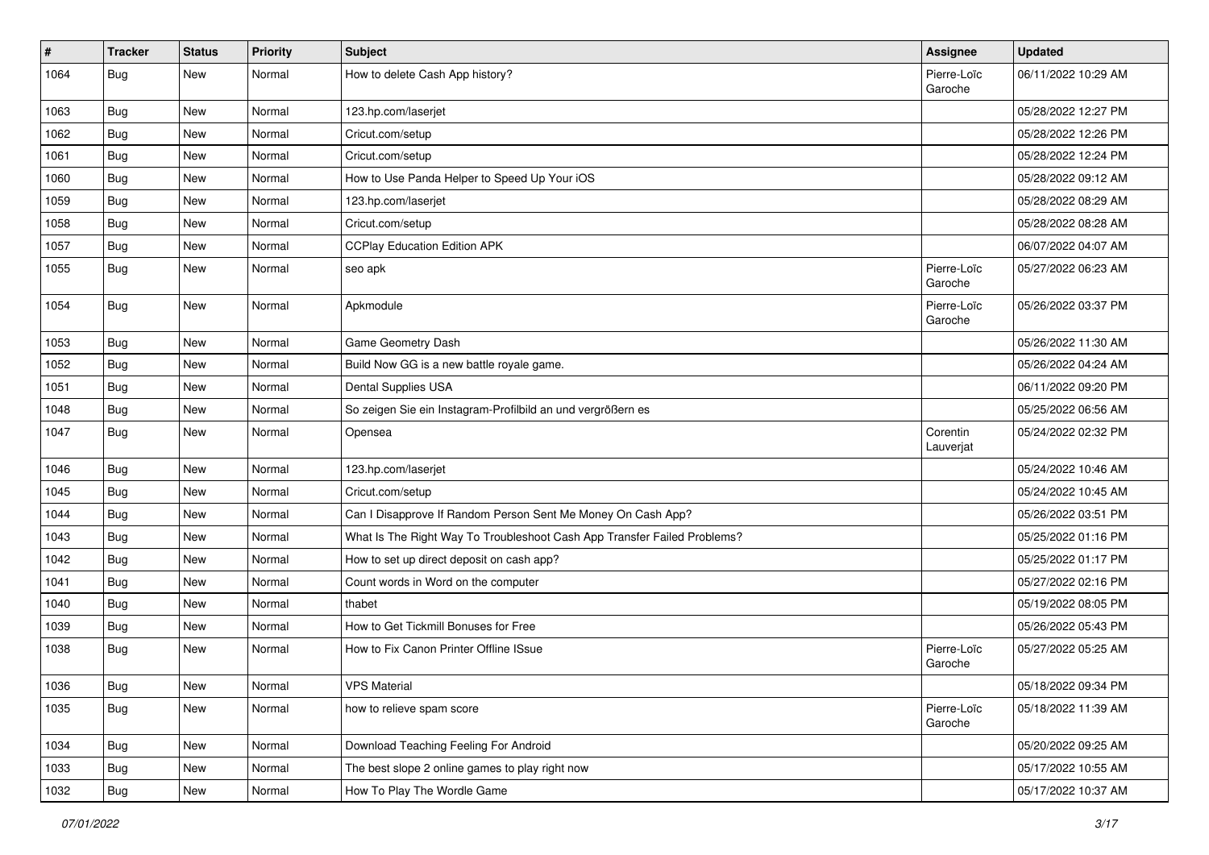| # | Tracker | Status | Priority | Subject | Assignee | Updated |
|---|---|---|---|---|---|---|
| 1064 | Bug | New | Normal | How to delete Cash App history? | Pierre-Loïc Garoche | 06/11/2022 10:29 AM |
| 1063 | Bug | New | Normal | 123.hp.com/laserjet | | 05/28/2022 12:27 PM |
| 1062 | Bug | New | Normal | Cricut.com/setup | | 05/28/2022 12:26 PM |
| 1061 | Bug | New | Normal | Cricut.com/setup | | 05/28/2022 12:24 PM |
| 1060 | Bug | New | Normal | How to Use Panda Helper to Speed Up Your iOS | | 05/28/2022 09:12 AM |
| 1059 | Bug | New | Normal | 123.hp.com/laserjet | | 05/28/2022 08:29 AM |
| 1058 | Bug | New | Normal | Cricut.com/setup | | 05/28/2022 08:28 AM |
| 1057 | Bug | New | Normal | CCPlay Education Edition APK | | 06/07/2022 04:07 AM |
| 1055 | Bug | New | Normal | seo apk | Pierre-Loïc Garoche | 05/27/2022 06:23 AM |
| 1054 | Bug | New | Normal | Apkmodule | Pierre-Loïc Garoche | 05/26/2022 03:37 PM |
| 1053 | Bug | New | Normal | Game Geometry Dash | | 05/26/2022 11:30 AM |
| 1052 | Bug | New | Normal | Build Now GG is a new battle royale game. | | 05/26/2022 04:24 AM |
| 1051 | Bug | New | Normal | Dental Supplies USA | | 06/11/2022 09:20 PM |
| 1048 | Bug | New | Normal | So zeigen Sie ein Instagram-Profilbild an und vergrößern es | | 05/25/2022 06:56 AM |
| 1047 | Bug | New | Normal | Opensea | Corentin Lauverjat | 05/24/2022 02:32 PM |
| 1046 | Bug | New | Normal | 123.hp.com/laserjet | | 05/24/2022 10:46 AM |
| 1045 | Bug | New | Normal | Cricut.com/setup | | 05/24/2022 10:45 AM |
| 1044 | Bug | New | Normal | Can I Disapprove If Random Person Sent Me Money On Cash App? | | 05/26/2022 03:51 PM |
| 1043 | Bug | New | Normal | What Is The Right Way To Troubleshoot Cash App Transfer Failed Problems? | | 05/25/2022 01:16 PM |
| 1042 | Bug | New | Normal | How to set up direct deposit on cash app? | | 05/25/2022 01:17 PM |
| 1041 | Bug | New | Normal | Count words in Word on the computer | | 05/27/2022 02:16 PM |
| 1040 | Bug | New | Normal | thabet | | 05/19/2022 08:05 PM |
| 1039 | Bug | New | Normal | How to Get Tickmill Bonuses for Free | | 05/26/2022 05:43 PM |
| 1038 | Bug | New | Normal | How to Fix Canon Printer Offline ISsue | Pierre-Loïc Garoche | 05/27/2022 05:25 AM |
| 1036 | Bug | New | Normal | VPS Material | | 05/18/2022 09:34 PM |
| 1035 | Bug | New | Normal | how to relieve spam score | Pierre-Loïc Garoche | 05/18/2022 11:39 AM |
| 1034 | Bug | New | Normal | Download Teaching Feeling For Android | | 05/20/2022 09:25 AM |
| 1033 | Bug | New | Normal | The best slope 2 online games to play right now | | 05/17/2022 10:55 AM |
| 1032 | Bug | New | Normal | How To Play The Wordle Game | | 05/17/2022 10:37 AM |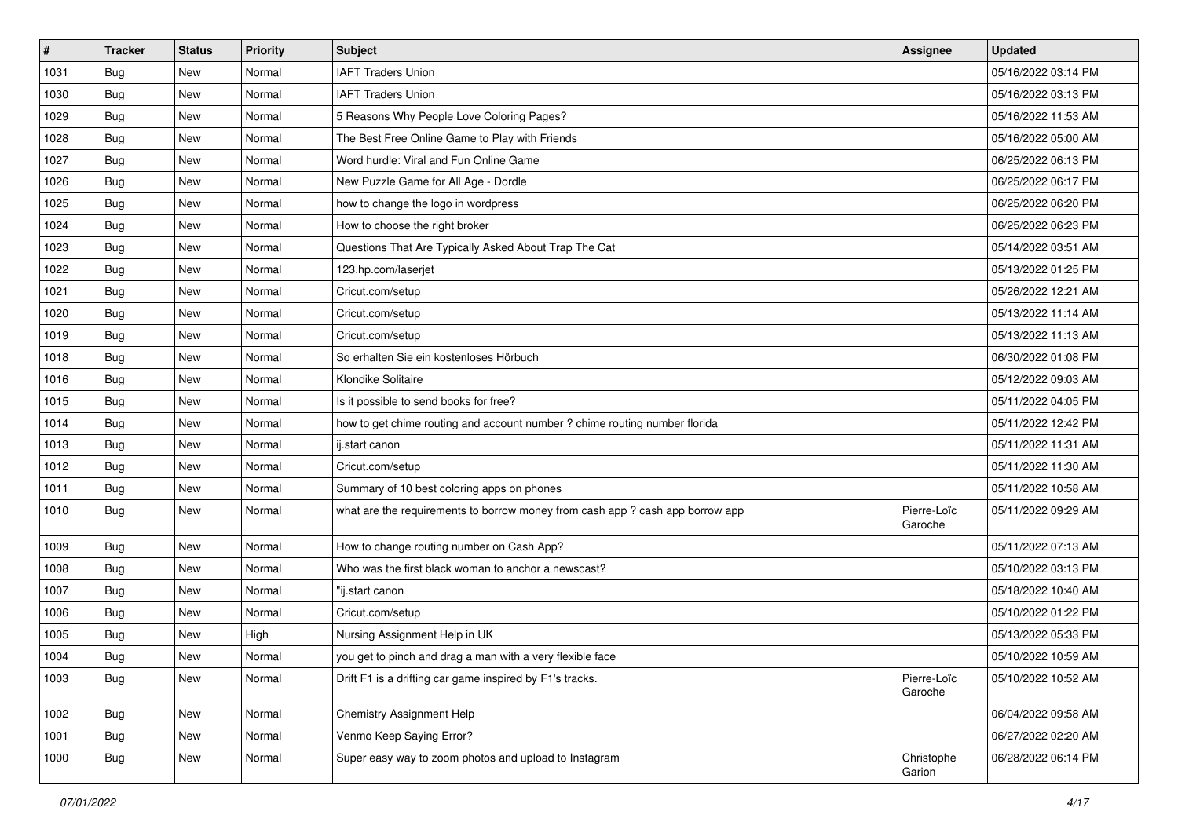| # | Tracker | Status | Priority | Subject | Assignee | Updated |
|---|---|---|---|---|---|---|
| 1031 | Bug | New | Normal | IAFT Traders Union | | 05/16/2022 03:14 PM |
| 1030 | Bug | New | Normal | IAFT Traders Union | | 05/16/2022 03:13 PM |
| 1029 | Bug | New | Normal | 5 Reasons Why People Love Coloring Pages? | | 05/16/2022 11:53 AM |
| 1028 | Bug | New | Normal | The Best Free Online Game to Play with Friends | | 05/16/2022 05:00 AM |
| 1027 | Bug | New | Normal | Word hurdle: Viral and Fun Online Game | | 06/25/2022 06:13 PM |
| 1026 | Bug | New | Normal | New Puzzle Game for All Age - Dordle | | 06/25/2022 06:17 PM |
| 1025 | Bug | New | Normal | how to change the logo in wordpress | | 06/25/2022 06:20 PM |
| 1024 | Bug | New | Normal | How to choose the right broker | | 06/25/2022 06:23 PM |
| 1023 | Bug | New | Normal | Questions That Are Typically Asked About Trap The Cat | | 05/14/2022 03:51 AM |
| 1022 | Bug | New | Normal | 123.hp.com/laserjet | | 05/13/2022 01:25 PM |
| 1021 | Bug | New | Normal | Cricut.com/setup | | 05/26/2022 12:21 AM |
| 1020 | Bug | New | Normal | Cricut.com/setup | | 05/13/2022 11:14 AM |
| 1019 | Bug | New | Normal | Cricut.com/setup | | 05/13/2022 11:13 AM |
| 1018 | Bug | New | Normal | So erhalten Sie ein kostenloses Hörbuch | | 06/30/2022 01:08 PM |
| 1016 | Bug | New | Normal | Klondike Solitaire | | 05/12/2022 09:03 AM |
| 1015 | Bug | New | Normal | Is it possible to send books for free? | | 05/11/2022 04:05 PM |
| 1014 | Bug | New | Normal | how to get chime routing and account number ? chime routing number florida | | 05/11/2022 12:42 PM |
| 1013 | Bug | New | Normal | ij.start canon | | 05/11/2022 11:31 AM |
| 1012 | Bug | New | Normal | Cricut.com/setup | | 05/11/2022 11:30 AM |
| 1011 | Bug | New | Normal | Summary of 10 best coloring apps on phones | | 05/11/2022 10:58 AM |
| 1010 | Bug | New | Normal | what are the requirements to borrow money from cash app ? cash app borrow app | Pierre-Loïc Garoche | 05/11/2022 09:29 AM |
| 1009 | Bug | New | Normal | How to change routing number on Cash App? | | 05/11/2022 07:13 AM |
| 1008 | Bug | New | Normal | Who was the first black woman to anchor a newscast? | | 05/10/2022 03:13 PM |
| 1007 | Bug | New | Normal | "ij.start canon | | 05/18/2022 10:40 AM |
| 1006 | Bug | New | Normal | Cricut.com/setup | | 05/10/2022 01:22 PM |
| 1005 | Bug | New | High | Nursing Assignment Help in UK | | 05/13/2022 05:33 PM |
| 1004 | Bug | New | Normal | you get to pinch and drag a man with a very flexible face | | 05/10/2022 10:59 AM |
| 1003 | Bug | New | Normal | Drift F1 is a drifting car game inspired by F1's tracks. | Pierre-Loïc Garoche | 05/10/2022 10:52 AM |
| 1002 | Bug | New | Normal | Chemistry Assignment Help | | 06/04/2022 09:58 AM |
| 1001 | Bug | New | Normal | Venmo Keep Saying Error? | | 06/27/2022 02:20 AM |
| 1000 | Bug | New | Normal | Super easy way to zoom photos and upload to Instagram | Christophe Garion | 06/28/2022 06:14 PM |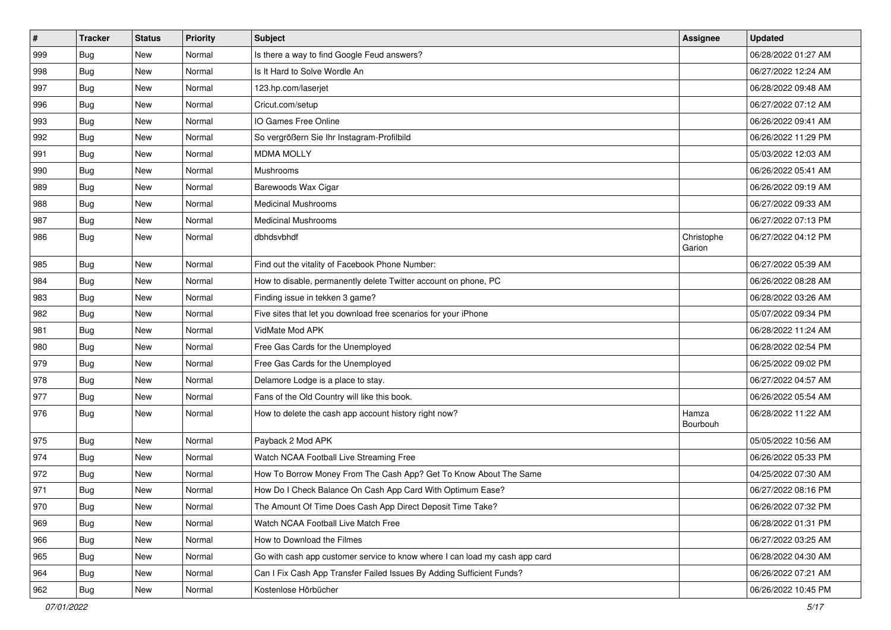| # | Tracker | Status | Priority | Subject | Assignee | Updated |
|---|---|---|---|---|---|---|
| 999 | Bug | New | Normal | Is there a way to find Google Feud answers? | | 06/28/2022 01:27 AM |
| 998 | Bug | New | Normal | Is It Hard to Solve Wordle An | | 06/27/2022 12:24 AM |
| 997 | Bug | New | Normal | 123.hp.com/laserjet | | 06/28/2022 09:48 AM |
| 996 | Bug | New | Normal | Cricut.com/setup | | 06/27/2022 07:12 AM |
| 993 | Bug | New | Normal | IO Games Free Online | | 06/26/2022 09:41 AM |
| 992 | Bug | New | Normal | So vergrößern Sie Ihr Instagram-Profilbild | | 06/26/2022 11:29 PM |
| 991 | Bug | New | Normal | MDMA MOLLY | | 05/03/2022 12:03 AM |
| 990 | Bug | New | Normal | Mushrooms | | 06/26/2022 05:41 AM |
| 989 | Bug | New | Normal | Barewoods Wax Cigar | | 06/26/2022 09:19 AM |
| 988 | Bug | New | Normal | Medicinal Mushrooms | | 06/27/2022 09:33 AM |
| 987 | Bug | New | Normal | Medicinal Mushrooms | | 06/27/2022 07:13 PM |
| 986 | Bug | New | Normal | dbhdsvbhdf | Christophe Garion | 06/27/2022 04:12 PM |
| 985 | Bug | New | Normal | Find out the vitality of Facebook Phone Number: | | 06/27/2022 05:39 AM |
| 984 | Bug | New | Normal | How to disable, permanently delete Twitter account on phone, PC | | 06/26/2022 08:28 AM |
| 983 | Bug | New | Normal | Finding issue in tekken 3 game? | | 06/28/2022 03:26 AM |
| 982 | Bug | New | Normal | Five sites that let you download free scenarios for your iPhone | | 05/07/2022 09:34 PM |
| 981 | Bug | New | Normal | VidMate Mod APK | | 06/28/2022 11:24 AM |
| 980 | Bug | New | Normal | Free Gas Cards for the Unemployed | | 06/28/2022 02:54 PM |
| 979 | Bug | New | Normal | Free Gas Cards for the Unemployed | | 06/25/2022 09:02 PM |
| 978 | Bug | New | Normal | Delamore Lodge is a place to stay. | | 06/27/2022 04:57 AM |
| 977 | Bug | New | Normal | Fans of the Old Country will like this book. | | 06/26/2022 05:54 AM |
| 976 | Bug | New | Normal | How to delete the cash app account history right now? | Hamza Bourbouh | 06/28/2022 11:22 AM |
| 975 | Bug | New | Normal | Payback 2 Mod APK | | 05/05/2022 10:56 AM |
| 974 | Bug | New | Normal | Watch NCAA Football Live Streaming Free | | 06/26/2022 05:33 PM |
| 972 | Bug | New | Normal | How To Borrow Money From The Cash App? Get To Know About The Same | | 04/25/2022 07:30 AM |
| 971 | Bug | New | Normal | How Do I Check Balance On Cash App Card With Optimum Ease? | | 06/27/2022 08:16 PM |
| 970 | Bug | New | Normal | The Amount Of Time Does Cash App Direct Deposit Time Take? | | 06/26/2022 07:32 PM |
| 969 | Bug | New | Normal | Watch NCAA Football Live Match Free | | 06/28/2022 01:31 PM |
| 966 | Bug | New | Normal | How to Download the Filmes | | 06/27/2022 03:25 AM |
| 965 | Bug | New | Normal | Go with cash app customer service to know where I can load my cash app card | | 06/28/2022 04:30 AM |
| 964 | Bug | New | Normal | Can I Fix Cash App Transfer Failed Issues By Adding Sufficient Funds? | | 06/26/2022 07:21 AM |
| 962 | Bug | New | Normal | Kostenlose Hörbücher | | 06/26/2022 10:45 PM |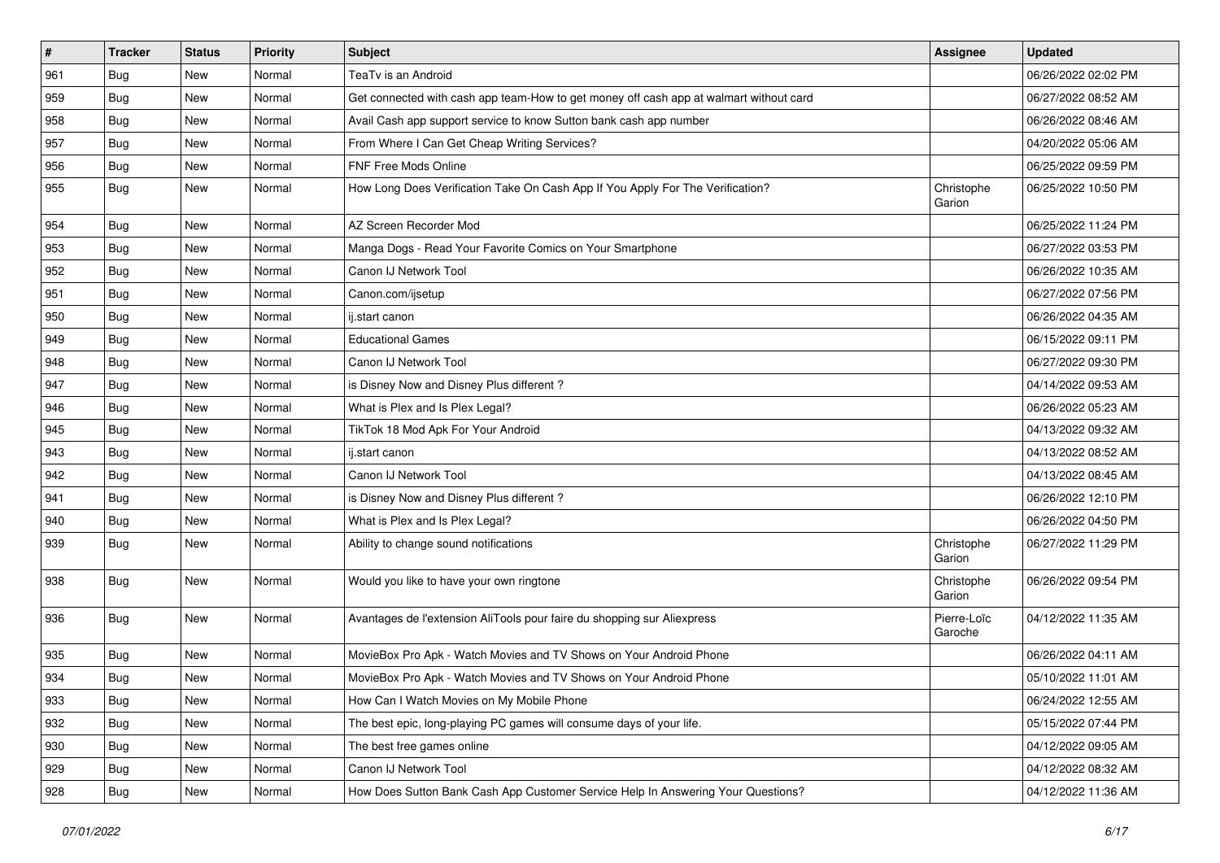| # | Tracker | Status | Priority | Subject | Assignee | Updated |
|---|---|---|---|---|---|---|
| 961 | Bug | New | Normal | TeaTv is an Android | | 06/26/2022 02:02 PM |
| 959 | Bug | New | Normal | Get connected with cash app team-How to get money off cash app at walmart without card | | 06/27/2022 08:52 AM |
| 958 | Bug | New | Normal | Avail Cash app support service to know Sutton bank cash app number | | 06/26/2022 08:46 AM |
| 957 | Bug | New | Normal | From Where I Can Get Cheap Writing Services? | | 04/20/2022 05:06 AM |
| 956 | Bug | New | Normal | FNF Free Mods Online | | 06/25/2022 09:59 PM |
| 955 | Bug | New | Normal | How Long Does Verification Take On Cash App If You Apply For The Verification? | Christophe Garion | 06/25/2022 10:50 PM |
| 954 | Bug | New | Normal | AZ Screen Recorder Mod | | 06/25/2022 11:24 PM |
| 953 | Bug | New | Normal | Manga Dogs - Read Your Favorite Comics on Your Smartphone | | 06/27/2022 03:53 PM |
| 952 | Bug | New | Normal | Canon IJ Network Tool | | 06/26/2022 10:35 AM |
| 951 | Bug | New | Normal | Canon.com/ijsetup | | 06/27/2022 07:56 PM |
| 950 | Bug | New | Normal | ij.start canon | | 06/26/2022 04:35 AM |
| 949 | Bug | New | Normal | Educational Games | | 06/15/2022 09:11 PM |
| 948 | Bug | New | Normal | Canon IJ Network Tool | | 06/27/2022 09:30 PM |
| 947 | Bug | New | Normal | is Disney Now and Disney Plus different ? | | 04/14/2022 09:53 AM |
| 946 | Bug | New | Normal | What is Plex and Is Plex Legal? | | 06/26/2022 05:23 AM |
| 945 | Bug | New | Normal | TikTok 18 Mod Apk For Your Android | | 04/13/2022 09:32 AM |
| 943 | Bug | New | Normal | ij.start canon | | 04/13/2022 08:52 AM |
| 942 | Bug | New | Normal | Canon IJ Network Tool | | 04/13/2022 08:45 AM |
| 941 | Bug | New | Normal | is Disney Now and Disney Plus different ? | | 06/26/2022 12:10 PM |
| 940 | Bug | New | Normal | What is Plex and Is Plex Legal? | | 06/26/2022 04:50 PM |
| 939 | Bug | New | Normal | Ability to change sound notifications | Christophe Garion | 06/27/2022 11:29 PM |
| 938 | Bug | New | Normal | Would you like to have your own ringtone | Christophe Garion | 06/26/2022 09:54 PM |
| 936 | Bug | New | Normal | Avantages de l'extension AliTools pour faire du shopping sur Aliexpress | Pierre-Loïc Garoche | 04/12/2022 11:35 AM |
| 935 | Bug | New | Normal | MovieBox Pro Apk - Watch Movies and TV Shows on Your Android Phone | | 06/26/2022 04:11 AM |
| 934 | Bug | New | Normal | MovieBox Pro Apk - Watch Movies and TV Shows on Your Android Phone | | 05/10/2022 11:01 AM |
| 933 | Bug | New | Normal | How Can I Watch Movies on My Mobile Phone | | 06/24/2022 12:55 AM |
| 932 | Bug | New | Normal | The best epic, long-playing PC games will consume days of your life. | | 05/15/2022 07:44 PM |
| 930 | Bug | New | Normal | The best free games online | | 04/12/2022 09:05 AM |
| 929 | Bug | New | Normal | Canon IJ Network Tool | | 04/12/2022 08:32 AM |
| 928 | Bug | New | Normal | How Does Sutton Bank Cash App Customer Service Help In Answering Your Questions? | | 04/12/2022 11:36 AM |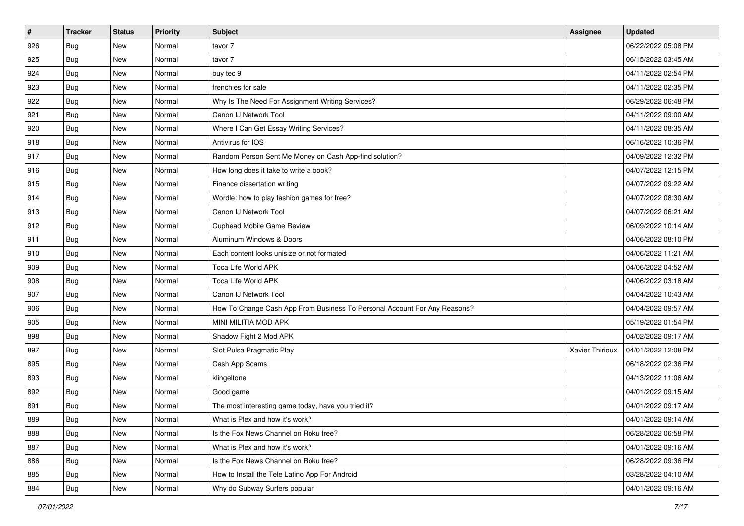| # | Tracker | Status | Priority | Subject | Assignee | Updated |
|---|---|---|---|---|---|---|
| 926 | Bug | New | Normal | tavor 7 | | 06/22/2022 05:08 PM |
| 925 | Bug | New | Normal | tavor 7 | | 06/15/2022 03:45 AM |
| 924 | Bug | New | Normal | buy tec 9 | | 04/11/2022 02:54 PM |
| 923 | Bug | New | Normal | frenchies for sale | | 04/11/2022 02:35 PM |
| 922 | Bug | New | Normal | Why Is The Need For Assignment Writing Services? | | 06/29/2022 06:48 PM |
| 921 | Bug | New | Normal | Canon IJ Network Tool | | 04/11/2022 09:00 AM |
| 920 | Bug | New | Normal | Where I Can Get Essay Writing Services? | | 04/11/2022 08:35 AM |
| 918 | Bug | New | Normal | Antivirus for IOS | | 06/16/2022 10:36 PM |
| 917 | Bug | New | Normal | Random Person Sent Me Money on Cash App-find solution? | | 04/09/2022 12:32 PM |
| 916 | Bug | New | Normal | How long does it take to write a book? | | 04/07/2022 12:15 PM |
| 915 | Bug | New | Normal | Finance dissertation writing | | 04/07/2022 09:22 AM |
| 914 | Bug | New | Normal | Wordle: how to play fashion games for free? | | 04/07/2022 08:30 AM |
| 913 | Bug | New | Normal | Canon IJ Network Tool | | 04/07/2022 06:21 AM |
| 912 | Bug | New | Normal | Cuphead Mobile Game Review | | 06/09/2022 10:14 AM |
| 911 | Bug | New | Normal | Aluminum Windows & Doors | | 04/06/2022 08:10 PM |
| 910 | Bug | New | Normal | Each content looks unisize or not formated | | 04/06/2022 11:21 AM |
| 909 | Bug | New | Normal | Toca Life World APK | | 04/06/2022 04:52 AM |
| 908 | Bug | New | Normal | Toca Life World APK | | 04/06/2022 03:18 AM |
| 907 | Bug | New | Normal | Canon IJ Network Tool | | 04/04/2022 10:43 AM |
| 906 | Bug | New | Normal | How To Change Cash App From Business To Personal Account For Any Reasons? | | 04/04/2022 09:57 AM |
| 905 | Bug | New | Normal | MINI MILITIA MOD APK | | 05/19/2022 01:54 PM |
| 898 | Bug | New | Normal | Shadow Fight 2 Mod APK | | 04/02/2022 09:17 AM |
| 897 | Bug | New | Normal | Slot Pulsa Pragmatic Play | Xavier Thirioux | 04/01/2022 12:08 PM |
| 895 | Bug | New | Normal | Cash App Scams | | 06/18/2022 02:36 PM |
| 893 | Bug | New | Normal | klingeltone | | 04/13/2022 11:06 AM |
| 892 | Bug | New | Normal | Good game | | 04/01/2022 09:15 AM |
| 891 | Bug | New | Normal | The most interesting game today, have you tried it? | | 04/01/2022 09:17 AM |
| 889 | Bug | New | Normal | What is Plex and how it's work? | | 04/01/2022 09:14 AM |
| 888 | Bug | New | Normal | Is the Fox News Channel on Roku free? | | 06/28/2022 06:58 PM |
| 887 | Bug | New | Normal | What is Plex and how it's work? | | 04/01/2022 09:16 AM |
| 886 | Bug | New | Normal | Is the Fox News Channel on Roku free? | | 06/28/2022 09:36 PM |
| 885 | Bug | New | Normal | How to Install the Tele Latino App For Android | | 03/28/2022 04:10 AM |
| 884 | Bug | New | Normal | Why do Subway Surfers popular | | 04/01/2022 09:16 AM |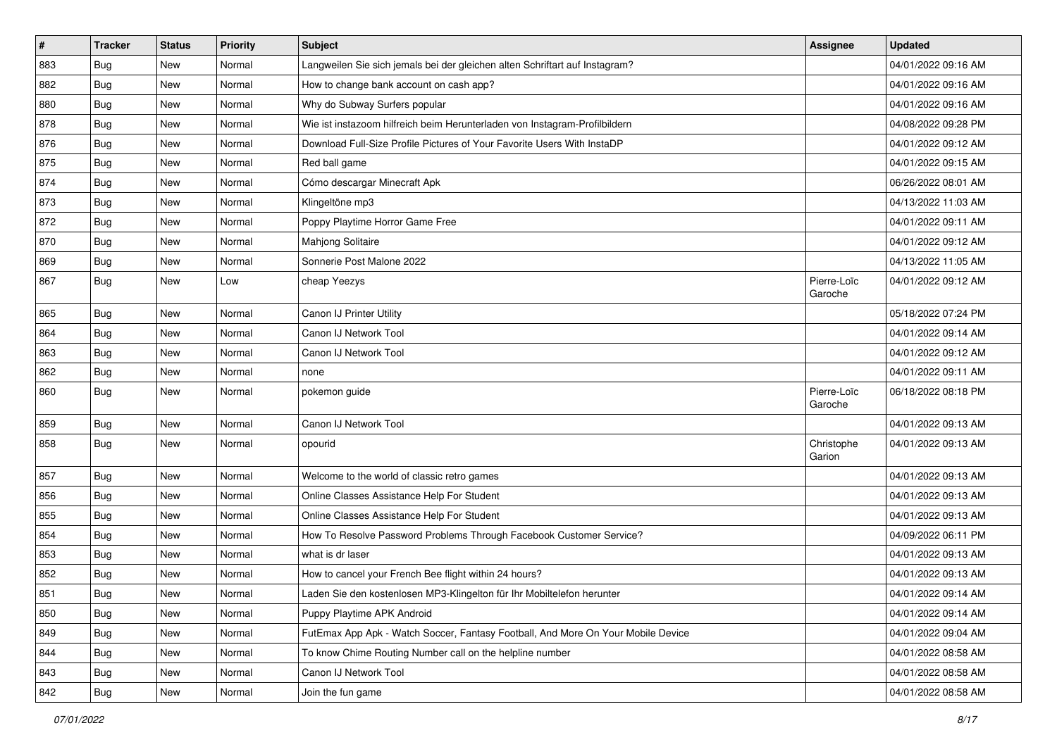| # | Tracker | Status | Priority | Subject | Assignee | Updated |
| --- | --- | --- | --- | --- | --- | --- |
| 883 | Bug | New | Normal | Langweilen Sie sich jemals bei der gleichen alten Schriftart auf Instagram? | | 04/01/2022 09:16 AM |
| 882 | Bug | New | Normal | How to change bank account on cash app? | | 04/01/2022 09:16 AM |
| 880 | Bug | New | Normal | Why do Subway Surfers popular | | 04/01/2022 09:16 AM |
| 878 | Bug | New | Normal | Wie ist instazoom hilfreich beim Herunterladen von Instagram-Profilbildern | | 04/08/2022 09:28 PM |
| 876 | Bug | New | Normal | Download Full-Size Profile Pictures of Your Favorite Users With InstaDP | | 04/01/2022 09:12 AM |
| 875 | Bug | New | Normal | Red ball game | | 04/01/2022 09:15 AM |
| 874 | Bug | New | Normal | Cómo descargar Minecraft Apk | | 06/26/2022 08:01 AM |
| 873 | Bug | New | Normal | Klingeltöne mp3 | | 04/13/2022 11:03 AM |
| 872 | Bug | New | Normal | Poppy Playtime Horror Game Free | | 04/01/2022 09:11 AM |
| 870 | Bug | New | Normal | Mahjong Solitaire | | 04/01/2022 09:12 AM |
| 869 | Bug | New | Normal | Sonnerie Post Malone 2022 | | 04/13/2022 11:05 AM |
| 867 | Bug | New | Low | cheap Yeezys | Pierre-Loïc Garoche | 04/01/2022 09:12 AM |
| 865 | Bug | New | Normal | Canon IJ Printer Utility | | 05/18/2022 07:24 PM |
| 864 | Bug | New | Normal | Canon IJ Network Tool | | 04/01/2022 09:14 AM |
| 863 | Bug | New | Normal | Canon IJ Network Tool | | 04/01/2022 09:12 AM |
| 862 | Bug | New | Normal | none | | 04/01/2022 09:11 AM |
| 860 | Bug | New | Normal | pokemon guide | Pierre-Loïc Garoche | 06/18/2022 08:18 PM |
| 859 | Bug | New | Normal | Canon IJ Network Tool | | 04/01/2022 09:13 AM |
| 858 | Bug | New | Normal | opourid | Christophe Garion | 04/01/2022 09:13 AM |
| 857 | Bug | New | Normal | Welcome to the world of classic retro games | | 04/01/2022 09:13 AM |
| 856 | Bug | New | Normal | Online Classes Assistance Help For Student | | 04/01/2022 09:13 AM |
| 855 | Bug | New | Normal | Online Classes Assistance Help For Student | | 04/01/2022 09:13 AM |
| 854 | Bug | New | Normal | How To Resolve Password Problems Through Facebook Customer Service? | | 04/09/2022 06:11 PM |
| 853 | Bug | New | Normal | what is dr laser | | 04/01/2022 09:13 AM |
| 852 | Bug | New | Normal | How to cancel your French Bee flight within 24 hours? | | 04/01/2022 09:13 AM |
| 851 | Bug | New | Normal | Laden Sie den kostenlosen MP3-Klingelton für Ihr Mobiltelefon herunter | | 04/01/2022 09:14 AM |
| 850 | Bug | New | Normal | Puppy Playtime APK Android | | 04/01/2022 09:14 AM |
| 849 | Bug | New | Normal | FutEmax App Apk - Watch Soccer, Fantasy Football, And More On Your Mobile Device | | 04/01/2022 09:04 AM |
| 844 | Bug | New | Normal | To know Chime Routing Number call on the helpline number | | 04/01/2022 08:58 AM |
| 843 | Bug | New | Normal | Canon IJ Network Tool | | 04/01/2022 08:58 AM |
| 842 | Bug | New | Normal | Join the fun game | | 04/01/2022 08:58 AM |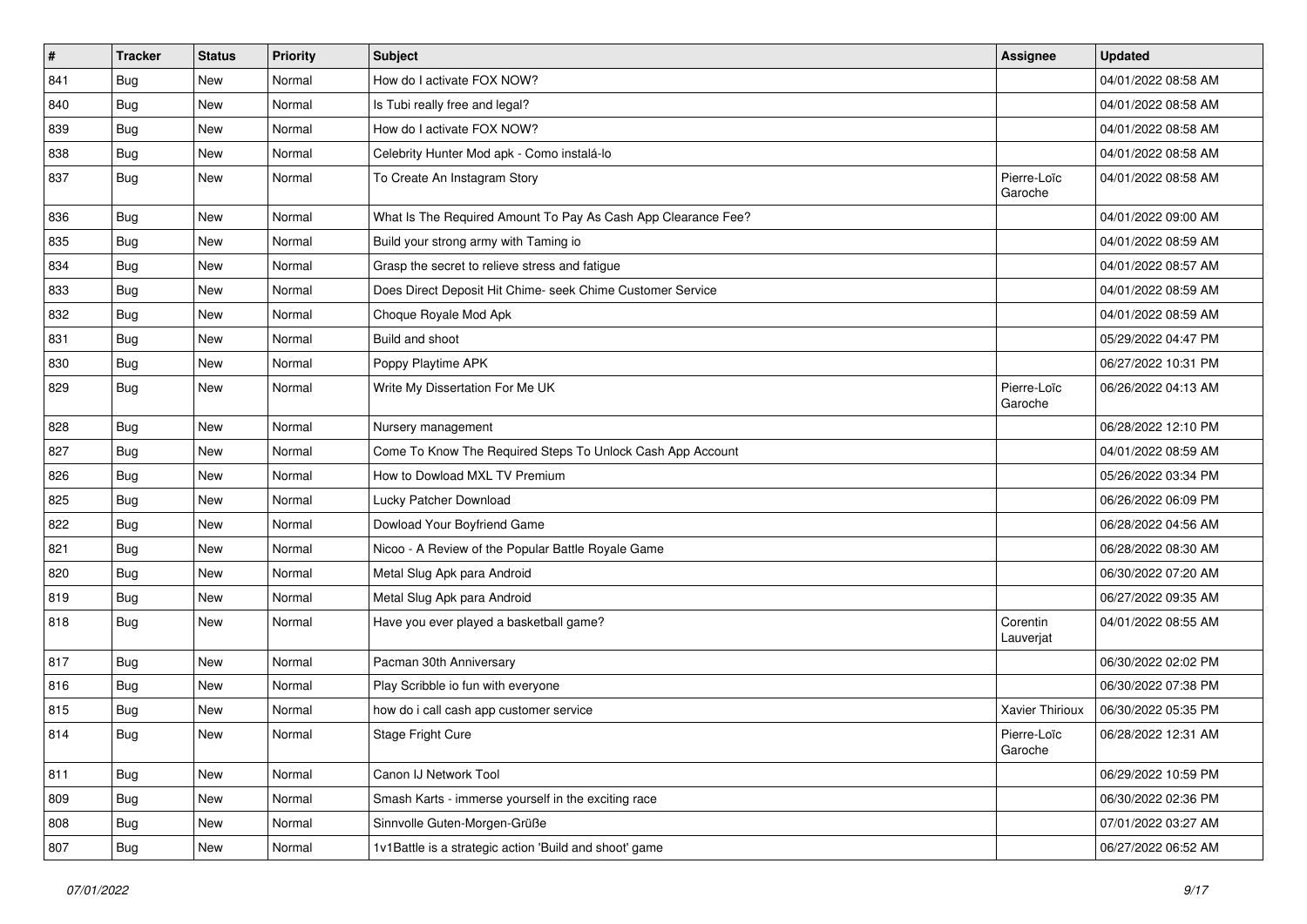| # | Tracker | Status | Priority | Subject | Assignee | Updated |
|---|---|---|---|---|---|---|
| 841 | Bug | New | Normal | How do I activate FOX NOW? | | 04/01/2022 08:58 AM |
| 840 | Bug | New | Normal | Is Tubi really free and legal? | | 04/01/2022 08:58 AM |
| 839 | Bug | New | Normal | How do I activate FOX NOW? | | 04/01/2022 08:58 AM |
| 838 | Bug | New | Normal | Celebrity Hunter Mod apk - Como instalá-lo | | 04/01/2022 08:58 AM |
| 837 | Bug | New | Normal | To Create An Instagram Story | Pierre-Loïc Garoche | 04/01/2022 08:58 AM |
| 836 | Bug | New | Normal | What Is The Required Amount To Pay As Cash App Clearance Fee? | | 04/01/2022 09:00 AM |
| 835 | Bug | New | Normal | Build your strong army with Taming io | | 04/01/2022 08:59 AM |
| 834 | Bug | New | Normal | Grasp the secret to relieve stress and fatigue | | 04/01/2022 08:57 AM |
| 833 | Bug | New | Normal | Does Direct Deposit Hit Chime- seek Chime Customer Service | | 04/01/2022 08:59 AM |
| 832 | Bug | New | Normal | Choque Royale Mod Apk | | 04/01/2022 08:59 AM |
| 831 | Bug | New | Normal | Build and shoot | | 05/29/2022 04:47 PM |
| 830 | Bug | New | Normal | Poppy Playtime APK | | 06/27/2022 10:31 PM |
| 829 | Bug | New | Normal | Write My Dissertation For Me UK | Pierre-Loïc Garoche | 06/26/2022 04:13 AM |
| 828 | Bug | New | Normal | Nursery management | | 06/28/2022 12:10 PM |
| 827 | Bug | New | Normal | Come To Know The Required Steps To Unlock Cash App Account | | 04/01/2022 08:59 AM |
| 826 | Bug | New | Normal | How to Dowload MXL TV Premium | | 05/26/2022 03:34 PM |
| 825 | Bug | New | Normal | Lucky Patcher Download | | 06/26/2022 06:09 PM |
| 822 | Bug | New | Normal | Dowload Your Boyfriend Game | | 06/28/2022 04:56 AM |
| 821 | Bug | New | Normal | Nicoo - A Review of the Popular Battle Royale Game | | 06/28/2022 08:30 AM |
| 820 | Bug | New | Normal | Metal Slug Apk para Android | | 06/30/2022 07:20 AM |
| 819 | Bug | New | Normal | Metal Slug Apk para Android | | 06/27/2022 09:35 AM |
| 818 | Bug | New | Normal | Have you ever played a basketball game? | Corentin Lauverjat | 04/01/2022 08:55 AM |
| 817 | Bug | New | Normal | Pacman 30th Anniversary | | 06/30/2022 02:02 PM |
| 816 | Bug | New | Normal | Play Scribble io fun with everyone | | 06/30/2022 07:38 PM |
| 815 | Bug | New | Normal | how do i call cash app customer service | Xavier Thirioux | 06/30/2022 05:35 PM |
| 814 | Bug | New | Normal | Stage Fright Cure | Pierre-Loïc Garoche | 06/28/2022 12:31 AM |
| 811 | Bug | New | Normal | Canon IJ Network Tool | | 06/29/2022 10:59 PM |
| 809 | Bug | New | Normal | Smash Karts - immerse yourself in the exciting race | | 06/30/2022 02:36 PM |
| 808 | Bug | New | Normal | Sinnvolle Guten-Morgen-Grüße | | 07/01/2022 03:27 AM |
| 807 | Bug | New | Normal | 1v1Battle is a strategic action 'Build and shoot' game | | 06/27/2022 06:52 AM |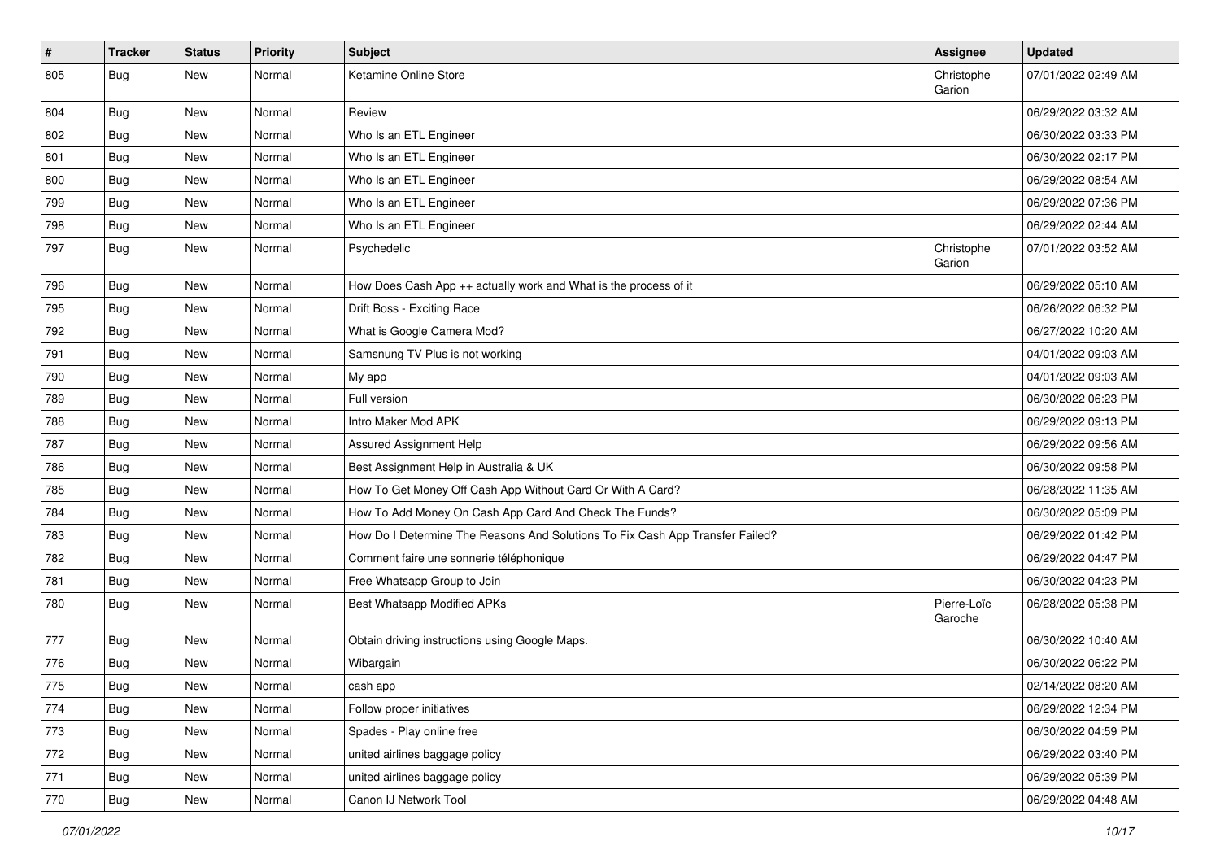| # | Tracker | Status | Priority | Subject | Assignee | Updated |
|---|---|---|---|---|---|---|
| 805 | Bug | New | Normal | Ketamine Online Store | Christophe Garion | 07/01/2022 02:49 AM |
| 804 | Bug | New | Normal | Review | | 06/29/2022 03:32 AM |
| 802 | Bug | New | Normal | Who Is an ETL Engineer | | 06/30/2022 03:33 PM |
| 801 | Bug | New | Normal | Who Is an ETL Engineer | | 06/30/2022 02:17 PM |
| 800 | Bug | New | Normal | Who Is an ETL Engineer | | 06/29/2022 08:54 AM |
| 799 | Bug | New | Normal | Who Is an ETL Engineer | | 06/29/2022 07:36 PM |
| 798 | Bug | New | Normal | Who Is an ETL Engineer | | 06/29/2022 02:44 AM |
| 797 | Bug | New | Normal | Psychedelic | Christophe Garion | 07/01/2022 03:52 AM |
| 796 | Bug | New | Normal | How Does Cash App ++ actually work and What is the process of it | | 06/29/2022 05:10 AM |
| 795 | Bug | New | Normal | Drift Boss - Exciting Race | | 06/26/2022 06:32 PM |
| 792 | Bug | New | Normal | What is Google Camera Mod? | | 06/27/2022 10:20 AM |
| 791 | Bug | New | Normal | Samsnung TV Plus is not working | | 04/01/2022 09:03 AM |
| 790 | Bug | New | Normal | My app | | 04/01/2022 09:03 AM |
| 789 | Bug | New | Normal | Full version | | 06/30/2022 06:23 PM |
| 788 | Bug | New | Normal | Intro Maker Mod APK | | 06/29/2022 09:13 PM |
| 787 | Bug | New | Normal | Assured Assignment Help | | 06/29/2022 09:56 AM |
| 786 | Bug | New | Normal | Best Assignment Help in Australia & UK | | 06/30/2022 09:58 PM |
| 785 | Bug | New | Normal | How To Get Money Off Cash App Without Card Or With A Card? | | 06/28/2022 11:35 AM |
| 784 | Bug | New | Normal | How To Add Money On Cash App Card And Check The Funds? | | 06/30/2022 05:09 PM |
| 783 | Bug | New | Normal | How Do I Determine The Reasons And Solutions To Fix Cash App Transfer Failed? | | 06/29/2022 01:42 PM |
| 782 | Bug | New | Normal | Comment faire une sonnerie téléphonique | | 06/29/2022 04:47 PM |
| 781 | Bug | New | Normal | Free Whatsapp Group to Join | | 06/30/2022 04:23 PM |
| 780 | Bug | New | Normal | Best Whatsapp Modified APKs | Pierre-Loïc Garoche | 06/28/2022 05:38 PM |
| 777 | Bug | New | Normal | Obtain driving instructions using Google Maps. | | 06/30/2022 10:40 AM |
| 776 | Bug | New | Normal | Wibargain | | 06/30/2022 06:22 PM |
| 775 | Bug | New | Normal | cash app | | 02/14/2022 08:20 AM |
| 774 | Bug | New | Normal | Follow proper initiatives | | 06/29/2022 12:34 PM |
| 773 | Bug | New | Normal | Spades - Play online free | | 06/30/2022 04:59 PM |
| 772 | Bug | New | Normal | united airlines baggage policy | | 06/29/2022 03:40 PM |
| 771 | Bug | New | Normal | united airlines baggage policy | | 06/29/2022 05:39 PM |
| 770 | Bug | New | Normal | Canon IJ Network Tool | | 06/29/2022 04:48 AM |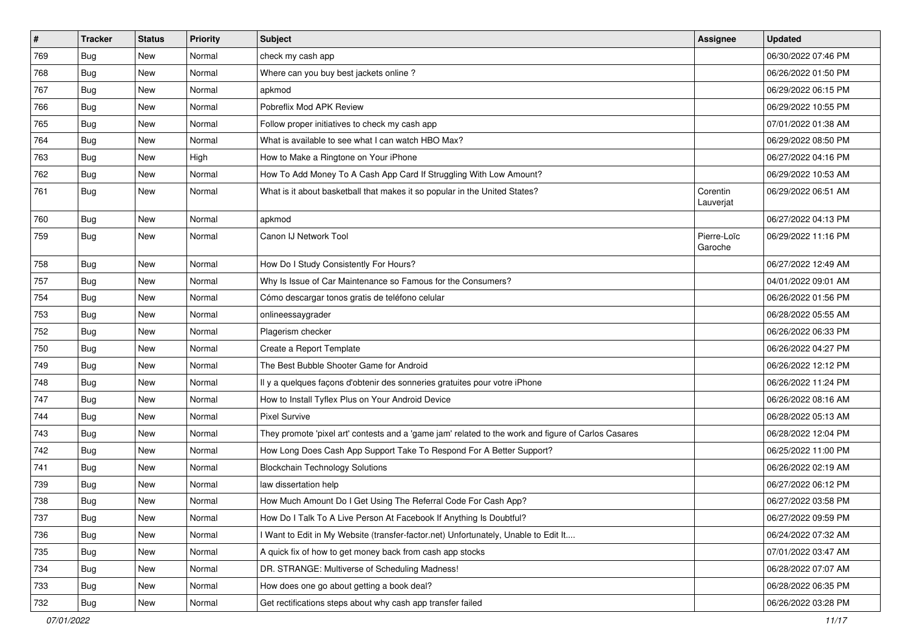| # | Tracker | Status | Priority | Subject | Assignee | Updated |
|---|---|---|---|---|---|---|
| 769 | Bug | New | Normal | check my cash app | | 06/30/2022 07:46 PM |
| 768 | Bug | New | Normal | Where can you buy best jackets online ? | | 06/26/2022 01:50 PM |
| 767 | Bug | New | Normal | apkmod | | 06/29/2022 06:15 PM |
| 766 | Bug | New | Normal | Pobreflix Mod APK Review | | 06/29/2022 10:55 PM |
| 765 | Bug | New | Normal | Follow proper initiatives to check my cash app | | 07/01/2022 01:38 AM |
| 764 | Bug | New | Normal | What is available to see what I can watch HBO Max? | | 06/29/2022 08:50 PM |
| 763 | Bug | New | High | How to Make a Ringtone on Your iPhone | | 06/27/2022 04:16 PM |
| 762 | Bug | New | Normal | How To Add Money To A Cash App Card If Struggling With Low Amount? | | 06/29/2022 10:53 AM |
| 761 | Bug | New | Normal | What is it about basketball that makes it so popular in the United States? | Corentin Lauverjat | 06/29/2022 06:51 AM |
| 760 | Bug | New | Normal | apkmod | | 06/27/2022 04:13 PM |
| 759 | Bug | New | Normal | Canon IJ Network Tool | Pierre-Loïc Garoche | 06/29/2022 11:16 PM |
| 758 | Bug | New | Normal | How Do I Study Consistently For Hours? | | 06/27/2022 12:49 AM |
| 757 | Bug | New | Normal | Why Is Issue of Car Maintenance so Famous for the Consumers? | | 04/01/2022 09:01 AM |
| 754 | Bug | New | Normal | Cómo descargar tonos gratis de teléfono celular | | 06/26/2022 01:56 PM |
| 753 | Bug | New | Normal | onlineessaygrader | | 06/28/2022 05:55 AM |
| 752 | Bug | New | Normal | Plagerism checker | | 06/26/2022 06:33 PM |
| 750 | Bug | New | Normal | Create a Report Template | | 06/26/2022 04:27 PM |
| 749 | Bug | New | Normal | The Best Bubble Shooter Game for Android | | 06/26/2022 12:12 PM |
| 748 | Bug | New | Normal | Il y a quelques façons d'obtenir des sonneries gratuites pour votre iPhone | | 06/26/2022 11:24 PM |
| 747 | Bug | New | Normal | How to Install Tyflex Plus on Your Android Device | | 06/26/2022 08:16 AM |
| 744 | Bug | New | Normal | Pixel Survive | | 06/28/2022 05:13 AM |
| 743 | Bug | New | Normal | They promote 'pixel art' contests and a 'game jam' related to the work and figure of Carlos Casares | | 06/28/2022 12:04 PM |
| 742 | Bug | New | Normal | How Long Does Cash App Support Take To Respond For A Better Support? | | 06/25/2022 11:00 PM |
| 741 | Bug | New | Normal | Blockchain Technology Solutions | | 06/26/2022 02:19 AM |
| 739 | Bug | New | Normal | law dissertation help | | 06/27/2022 06:12 PM |
| 738 | Bug | New | Normal | How Much Amount Do I Get Using The Referral Code For Cash App? | | 06/27/2022 03:58 PM |
| 737 | Bug | New | Normal | How Do I Talk To A Live Person At Facebook If Anything Is Doubtful? | | 06/27/2022 09:59 PM |
| 736 | Bug | New | Normal | I Want to Edit in My Website (transfer-factor.net) Unfortunately, Unable to Edit It.... | | 06/24/2022 07:32 AM |
| 735 | Bug | New | Normal | A quick fix of how to get money back from cash app stocks | | 07/01/2022 03:47 AM |
| 734 | Bug | New | Normal | DR. STRANGE: Multiverse of Scheduling Madness! | | 06/28/2022 07:07 AM |
| 733 | Bug | New | Normal | How does one go about getting a book deal? | | 06/28/2022 06:35 PM |
| 732 | Bug | New | Normal | Get rectifications steps about why cash app transfer failed | | 06/26/2022 03:28 PM |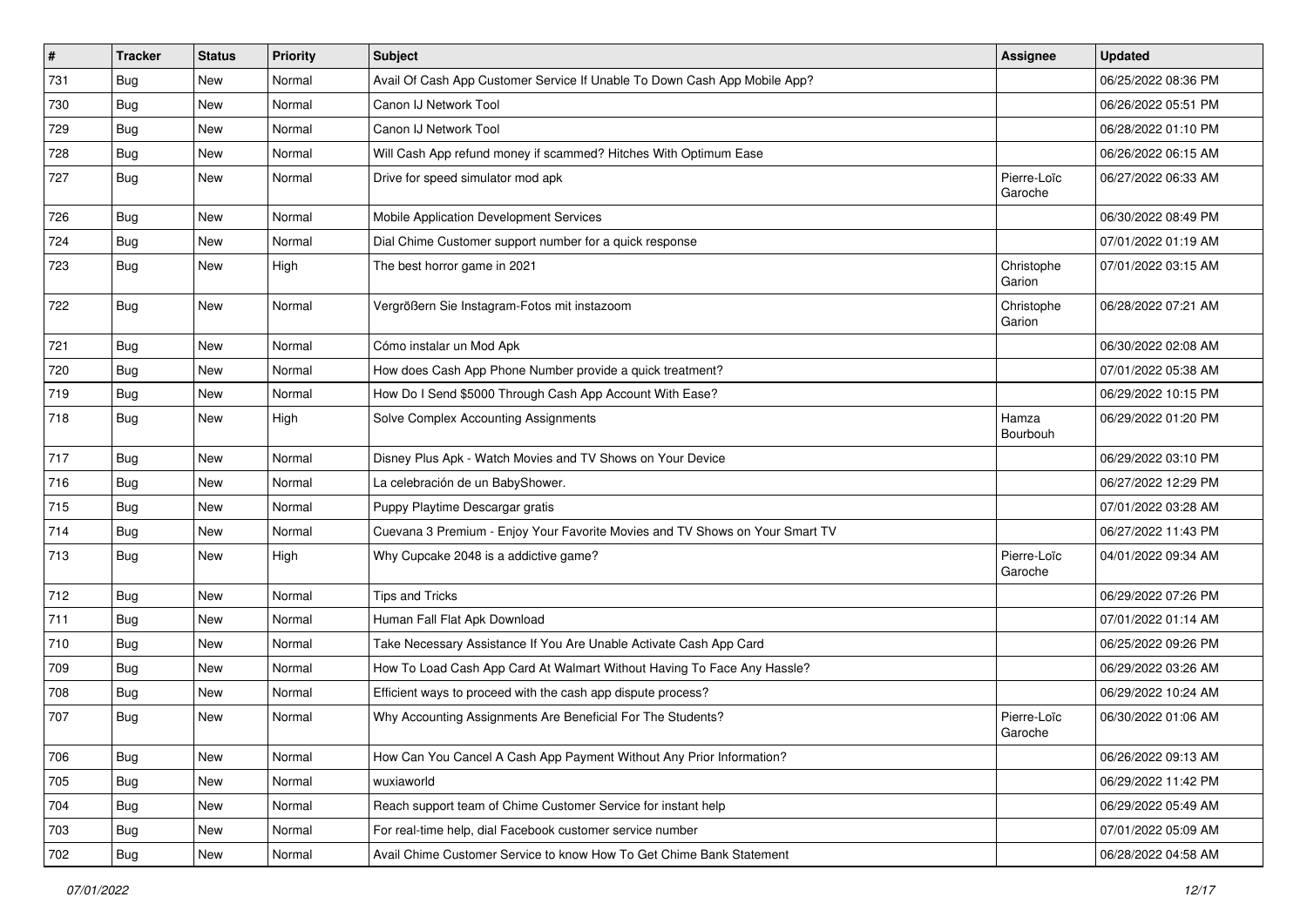| # | Tracker | Status | Priority | Subject | Assignee | Updated |
|---|---|---|---|---|---|---|
| 731 | Bug | New | Normal | Avail Of Cash App Customer Service If Unable To Down Cash App Mobile App? | | 06/25/2022 08:36 PM |
| 730 | Bug | New | Normal | Canon IJ Network Tool | | 06/26/2022 05:51 PM |
| 729 | Bug | New | Normal | Canon IJ Network Tool | | 06/28/2022 01:10 PM |
| 728 | Bug | New | Normal | Will Cash App refund money if scammed? Hitches With Optimum Ease | | 06/26/2022 06:15 AM |
| 727 | Bug | New | Normal | Drive for speed simulator mod apk | Pierre-Loïc Garoche | 06/27/2022 06:33 AM |
| 726 | Bug | New | Normal | Mobile Application Development Services | | 06/30/2022 08:49 PM |
| 724 | Bug | New | Normal | Dial Chime Customer support number for a quick response | | 07/01/2022 01:19 AM |
| 723 | Bug | New | High | The best horror game in 2021 | Christophe Garion | 07/01/2022 03:15 AM |
| 722 | Bug | New | Normal | Vergrößern Sie Instagram-Fotos mit instazoom | Christophe Garion | 06/28/2022 07:21 AM |
| 721 | Bug | New | Normal | Cómo instalar un Mod Apk | | 06/30/2022 02:08 AM |
| 720 | Bug | New | Normal | How does Cash App Phone Number provide a quick treatment? | | 07/01/2022 05:38 AM |
| 719 | Bug | New | Normal | How Do I Send $5000 Through Cash App Account With Ease? | | 06/29/2022 10:15 PM |
| 718 | Bug | New | High | Solve Complex Accounting Assignments | Hamza Bourbouh | 06/29/2022 01:20 PM |
| 717 | Bug | New | Normal | Disney Plus Apk - Watch Movies and TV Shows on Your Device | | 06/29/2022 03:10 PM |
| 716 | Bug | New | Normal | La celebración de un BabyShower. | | 06/27/2022 12:29 PM |
| 715 | Bug | New | Normal | Puppy Playtime Descargar gratis | | 07/01/2022 03:28 AM |
| 714 | Bug | New | Normal | Cuevana 3 Premium - Enjoy Your Favorite Movies and TV Shows on Your Smart TV | | 06/27/2022 11:43 PM |
| 713 | Bug | New | High | Why Cupcake 2048 is a addictive game? | Pierre-Loïc Garoche | 04/01/2022 09:34 AM |
| 712 | Bug | New | Normal | Tips and Tricks | | 06/29/2022 07:26 PM |
| 711 | Bug | New | Normal | Human Fall Flat Apk Download | | 07/01/2022 01:14 AM |
| 710 | Bug | New | Normal | Take Necessary Assistance If You Are Unable Activate Cash App Card | | 06/25/2022 09:26 PM |
| 709 | Bug | New | Normal | How To Load Cash App Card At Walmart Without Having To Face Any Hassle? | | 06/29/2022 03:26 AM |
| 708 | Bug | New | Normal | Efficient ways to proceed with the cash app dispute process? | | 06/29/2022 10:24 AM |
| 707 | Bug | New | Normal | Why Accounting Assignments Are Beneficial For The Students? | Pierre-Loïc Garoche | 06/30/2022 01:06 AM |
| 706 | Bug | New | Normal | How Can You Cancel A Cash App Payment Without Any Prior Information? | | 06/26/2022 09:13 AM |
| 705 | Bug | New | Normal | wuxiaworld | | 06/29/2022 11:42 PM |
| 704 | Bug | New | Normal | Reach support team of Chime Customer Service for instant help | | 06/29/2022 05:49 AM |
| 703 | Bug | New | Normal | For real-time help, dial Facebook customer service number | | 07/01/2022 05:09 AM |
| 702 | Bug | New | Normal | Avail Chime Customer Service to know How To Get Chime Bank Statement | | 06/28/2022 04:58 AM |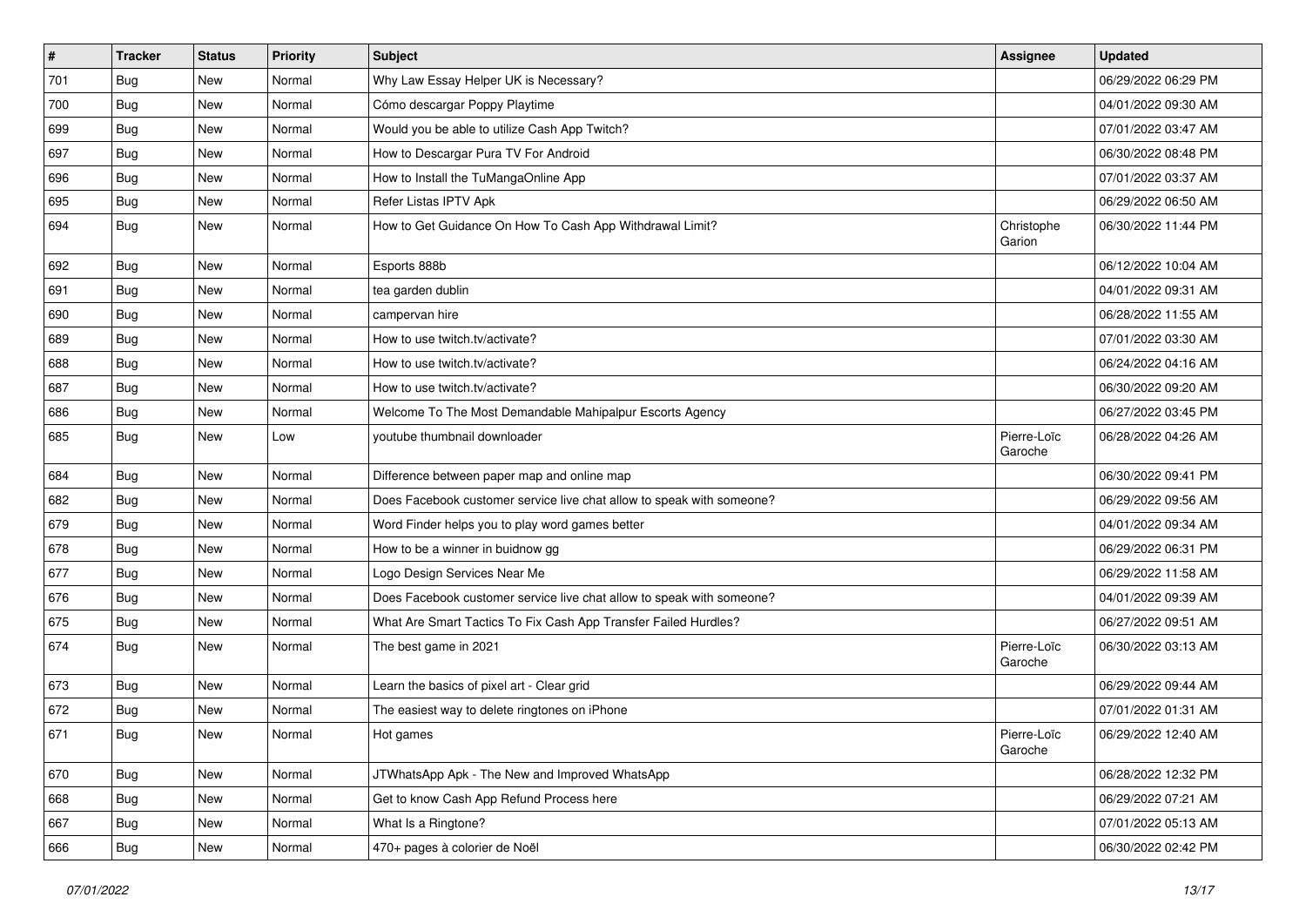| # | Tracker | Status | Priority | Subject | Assignee | Updated |
|---|---|---|---|---|---|---|
| 701 | Bug | New | Normal | Why Law Essay Helper UK is Necessary? | | 06/29/2022 06:29 PM |
| 700 | Bug | New | Normal | Cómo descargar Poppy Playtime | | 04/01/2022 09:30 AM |
| 699 | Bug | New | Normal | Would you be able to utilize Cash App Twitch? | | 07/01/2022 03:47 AM |
| 697 | Bug | New | Normal | How to Descargar Pura TV For Android | | 06/30/2022 08:48 PM |
| 696 | Bug | New | Normal | How to Install the TuMangaOnline App | | 07/01/2022 03:37 AM |
| 695 | Bug | New | Normal | Refer Listas IPTV Apk | | 06/29/2022 06:50 AM |
| 694 | Bug | New | Normal | How to Get Guidance On How To Cash App Withdrawal Limit? | Christophe Garion | 06/30/2022 11:44 PM |
| 692 | Bug | New | Normal | Esports 888b | | 06/12/2022 10:04 AM |
| 691 | Bug | New | Normal | tea garden dublin | | 04/01/2022 09:31 AM |
| 690 | Bug | New | Normal | campervan hire | | 06/28/2022 11:55 AM |
| 689 | Bug | New | Normal | How to use twitch.tv/activate? | | 07/01/2022 03:30 AM |
| 688 | Bug | New | Normal | How to use twitch.tv/activate? | | 06/24/2022 04:16 AM |
| 687 | Bug | New | Normal | How to use twitch.tv/activate? | | 06/30/2022 09:20 AM |
| 686 | Bug | New | Normal | Welcome To The Most Demandable Mahipalpur Escorts Agency | | 06/27/2022 03:45 PM |
| 685 | Bug | New | Low | youtube thumbnail downloader | Pierre-Loïc Garoche | 06/28/2022 04:26 AM |
| 684 | Bug | New | Normal | Difference between paper map and online map | | 06/30/2022 09:41 PM |
| 682 | Bug | New | Normal | Does Facebook customer service live chat allow to speak with someone? | | 06/29/2022 09:56 AM |
| 679 | Bug | New | Normal | Word Finder helps you to play word games better | | 04/01/2022 09:34 AM |
| 678 | Bug | New | Normal | How to be a winner in buidnow gg | | 06/29/2022 06:31 PM |
| 677 | Bug | New | Normal | Logo Design Services Near Me | | 06/29/2022 11:58 AM |
| 676 | Bug | New | Normal | Does Facebook customer service live chat allow to speak with someone? | | 04/01/2022 09:39 AM |
| 675 | Bug | New | Normal | What Are Smart Tactics To Fix Cash App Transfer Failed Hurdles? | | 06/27/2022 09:51 AM |
| 674 | Bug | New | Normal | The best game in 2021 | Pierre-Loïc Garoche | 06/30/2022 03:13 AM |
| 673 | Bug | New | Normal | Learn the basics of pixel art - Clear grid | | 06/29/2022 09:44 AM |
| 672 | Bug | New | Normal | The easiest way to delete ringtones on iPhone | | 07/01/2022 01:31 AM |
| 671 | Bug | New | Normal | Hot games | Pierre-Loïc Garoche | 06/29/2022 12:40 AM |
| 670 | Bug | New | Normal | JTWhatsApp Apk - The New and Improved WhatsApp | | 06/28/2022 12:32 PM |
| 668 | Bug | New | Normal | Get to know Cash App Refund Process here | | 06/29/2022 07:21 AM |
| 667 | Bug | New | Normal | What Is a Ringtone? | | 07/01/2022 05:13 AM |
| 666 | Bug | New | Normal | 470+ pages à colorier de Noël | | 06/30/2022 02:42 PM |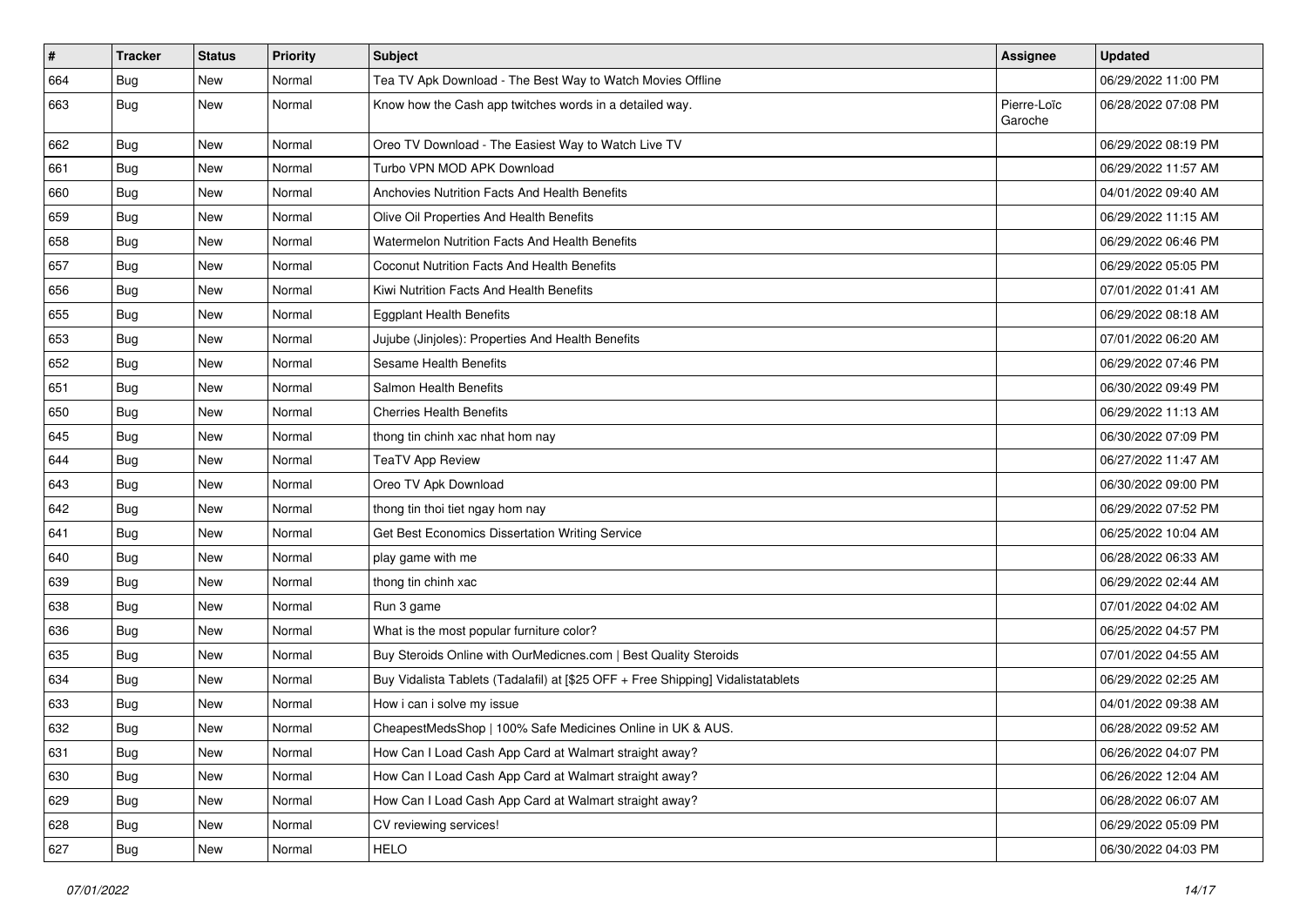| # | Tracker | Status | Priority | Subject | Assignee | Updated |
|---|---|---|---|---|---|---|
| 664 | Bug | New | Normal | Tea TV Apk Download - The Best Way to Watch Movies Offline | | 06/29/2022 11:00 PM |
| 663 | Bug | New | Normal | Know how the Cash app twitches words in a detailed way. | Pierre-Loïc Garoche | 06/28/2022 07:08 PM |
| 662 | Bug | New | Normal | Oreo TV Download - The Easiest Way to Watch Live TV | | 06/29/2022 08:19 PM |
| 661 | Bug | New | Normal | Turbo VPN MOD APK Download | | 06/29/2022 11:57 AM |
| 660 | Bug | New | Normal | Anchovies Nutrition Facts And Health Benefits | | 04/01/2022 09:40 AM |
| 659 | Bug | New | Normal | Olive Oil Properties And Health Benefits | | 06/29/2022 11:15 AM |
| 658 | Bug | New | Normal | Watermelon Nutrition Facts And Health Benefits | | 06/29/2022 06:46 PM |
| 657 | Bug | New | Normal | Coconut Nutrition Facts And Health Benefits | | 06/29/2022 05:05 PM |
| 656 | Bug | New | Normal | Kiwi Nutrition Facts And Health Benefits | | 07/01/2022 01:41 AM |
| 655 | Bug | New | Normal | Eggplant Health Benefits | | 06/29/2022 08:18 AM |
| 653 | Bug | New | Normal | Jujube (Jinjoles): Properties And Health Benefits | | 07/01/2022 06:20 AM |
| 652 | Bug | New | Normal | Sesame Health Benefits | | 06/29/2022 07:46 PM |
| 651 | Bug | New | Normal | Salmon Health Benefits | | 06/30/2022 09:49 PM |
| 650 | Bug | New | Normal | Cherries Health Benefits | | 06/29/2022 11:13 AM |
| 645 | Bug | New | Normal | thong tin chinh xac nhat hom nay | | 06/30/2022 07:09 PM |
| 644 | Bug | New | Normal | TeaTV App Review | | 06/27/2022 11:47 AM |
| 643 | Bug | New | Normal | Oreo TV Apk Download | | 06/30/2022 09:00 PM |
| 642 | Bug | New | Normal | thong tin thoi tiet ngay hom nay | | 06/29/2022 07:52 PM |
| 641 | Bug | New | Normal | Get Best Economics Dissertation Writing Service | | 06/25/2022 10:04 AM |
| 640 | Bug | New | Normal | play game with me | | 06/28/2022 06:33 AM |
| 639 | Bug | New | Normal | thong tin chinh xac | | 06/29/2022 02:44 AM |
| 638 | Bug | New | Normal | Run 3 game | | 07/01/2022 04:02 AM |
| 636 | Bug | New | Normal | What is the most popular furniture color? | | 06/25/2022 04:57 PM |
| 635 | Bug | New | Normal | Buy Steroids Online with OurMedicnes.com \| Best Quality Steroids | | 07/01/2022 04:55 AM |
| 634 | Bug | New | Normal | Buy Vidalista Tablets (Tadalafil) at [$25 OFF + Free Shipping] Vidalistatablets | | 06/29/2022 02:25 AM |
| 633 | Bug | New | Normal | How i can i solve my issue | | 04/01/2022 09:38 AM |
| 632 | Bug | New | Normal | CheapestMedsShop \| 100% Safe Medicines Online in UK & AUS. | | 06/28/2022 09:52 AM |
| 631 | Bug | New | Normal | How Can I Load Cash App Card at Walmart straight away? | | 06/26/2022 04:07 PM |
| 630 | Bug | New | Normal | How Can I Load Cash App Card at Walmart straight away? | | 06/26/2022 12:04 AM |
| 629 | Bug | New | Normal | How Can I Load Cash App Card at Walmart straight away? | | 06/28/2022 06:07 AM |
| 628 | Bug | New | Normal | CV reviewing services! | | 06/29/2022 05:09 PM |
| 627 | Bug | New | Normal | HELO | | 06/30/2022 04:03 PM |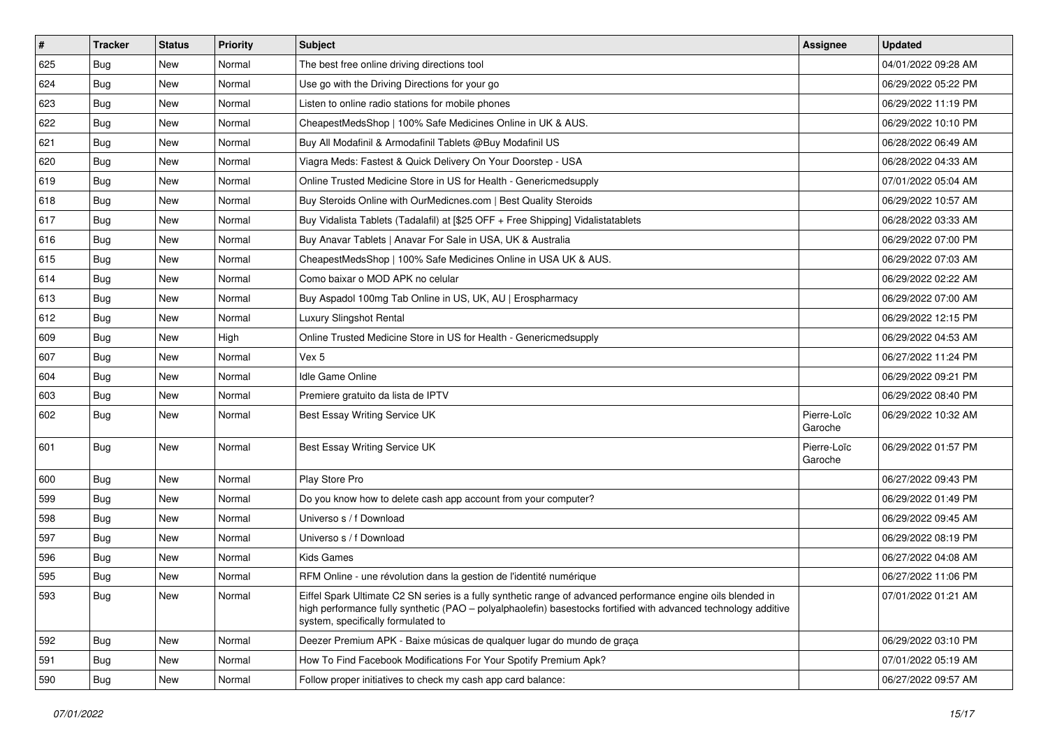| # | Tracker | Status | Priority | Subject | Assignee | Updated |
|---|---|---|---|---|---|---|
| 625 | Bug | New | Normal | The best free online driving directions tool | | 04/01/2022 09:28 AM |
| 624 | Bug | New | Normal | Use go with the Driving Directions for your go | | 06/29/2022 05:22 PM |
| 623 | Bug | New | Normal | Listen to online radio stations for mobile phones | | 06/29/2022 11:19 PM |
| 622 | Bug | New | Normal | CheapestMedsShop \| 100% Safe Medicines Online in UK & AUS. | | 06/29/2022 10:10 PM |
| 621 | Bug | New | Normal | Buy All Modafinil & Armodafinil Tablets @Buy Modafinil US | | 06/28/2022 06:49 AM |
| 620 | Bug | New | Normal | Viagra Meds: Fastest & Quick Delivery On Your Doorstep - USA | | 06/28/2022 04:33 AM |
| 619 | Bug | New | Normal | Online Trusted Medicine Store in US for Health - Genericmedsupply | | 07/01/2022 05:04 AM |
| 618 | Bug | New | Normal | Buy Steroids Online with OurMedicnes.com \| Best Quality Steroids | | 06/29/2022 10:57 AM |
| 617 | Bug | New | Normal | Buy Vidalista Tablets (Tadalafil) at [$25 OFF + Free Shipping] Vidalistatablets | | 06/28/2022 03:33 AM |
| 616 | Bug | New | Normal | Buy Anavar Tablets \| Anavar For Sale in USA, UK & Australia | | 06/29/2022 07:00 PM |
| 615 | Bug | New | Normal | CheapestMedsShop \| 100% Safe Medicines Online in USA UK & AUS. | | 06/29/2022 07:03 AM |
| 614 | Bug | New | Normal | Como baixar o MOD APK no celular | | 06/29/2022 02:22 AM |
| 613 | Bug | New | Normal | Buy Aspadol 100mg Tab Online in US, UK, AU \| Erospharmacy | | 06/29/2022 07:00 AM |
| 612 | Bug | New | Normal | Luxury Slingshot Rental | | 06/29/2022 12:15 PM |
| 609 | Bug | New | High | Online Trusted Medicine Store in US for Health - Genericmedsupply | | 06/29/2022 04:53 AM |
| 607 | Bug | New | Normal | Vex 5 | | 06/27/2022 11:24 PM |
| 604 | Bug | New | Normal | Idle Game Online | | 06/29/2022 09:21 PM |
| 603 | Bug | New | Normal | Premiere gratuito da lista de IPTV | | 06/29/2022 08:40 PM |
| 602 | Bug | New | Normal | Best Essay Writing Service UK | Pierre-Loïc Garoche | 06/29/2022 10:32 AM |
| 601 | Bug | New | Normal | Best Essay Writing Service UK | Pierre-Loïc Garoche | 06/29/2022 01:57 PM |
| 600 | Bug | New | Normal | Play Store Pro | | 06/27/2022 09:43 PM |
| 599 | Bug | New | Normal | Do you know how to delete cash app account from your computer? | | 06/29/2022 01:49 PM |
| 598 | Bug | New | Normal | Universo s / f Download | | 06/29/2022 09:45 AM |
| 597 | Bug | New | Normal | Universo s / f Download | | 06/29/2022 08:19 PM |
| 596 | Bug | New | Normal | Kids Games | | 06/27/2022 04:08 AM |
| 595 | Bug | New | Normal | RFM Online - une révolution dans la gestion de l'identité numérique | | 06/27/2022 11:06 PM |
| 593 | Bug | New | Normal | Eiffel Spark Ultimate C2 SN series is a fully synthetic range of advanced performance engine oils blended in high performance fully synthetic (PAO – polyalphaolefin) basestocks fortified with advanced technology additive system, specifically formulated to | | 07/01/2022 01:21 AM |
| 592 | Bug | New | Normal | Deezer Premium APK - Baixe músicas de qualquer lugar do mundo de graça | | 06/29/2022 03:10 PM |
| 591 | Bug | New | Normal | How To Find Facebook Modifications For Your Spotify Premium Apk? | | 07/01/2022 05:19 AM |
| 590 | Bug | New | Normal | Follow proper initiatives to check my cash app card balance: | | 06/27/2022 09:57 AM |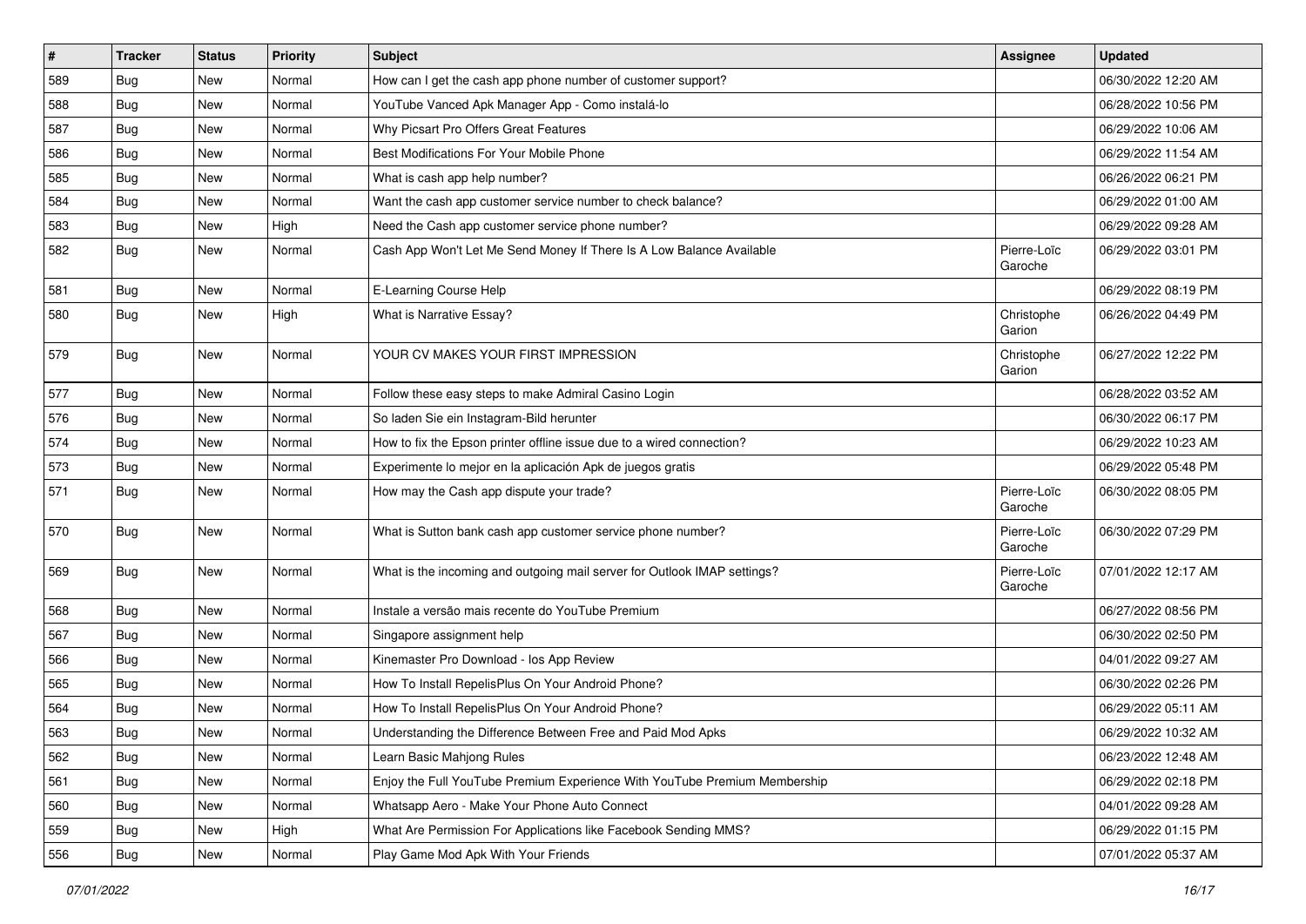| # | Tracker | Status | Priority | Subject | Assignee | Updated |
|---|---|---|---|---|---|---|
| 589 | Bug | New | Normal | How can I get the cash app phone number of customer support? | | 06/30/2022 12:20 AM |
| 588 | Bug | New | Normal | YouTube Vanced Apk Manager App - Como instalá-lo | | 06/28/2022 10:56 PM |
| 587 | Bug | New | Normal | Why Picsart Pro Offers Great Features | | 06/29/2022 10:06 AM |
| 586 | Bug | New | Normal | Best Modifications For Your Mobile Phone | | 06/29/2022 11:54 AM |
| 585 | Bug | New | Normal | What is cash app help number? | | 06/26/2022 06:21 PM |
| 584 | Bug | New | Normal | Want the cash app customer service number to check balance? | | 06/29/2022 01:00 AM |
| 583 | Bug | New | High | Need the Cash app customer service phone number? | | 06/29/2022 09:28 AM |
| 582 | Bug | New | Normal | Cash App Won't Let Me Send Money If There Is A Low Balance Available | Pierre-Loïc Garoche | 06/29/2022 03:01 PM |
| 581 | Bug | New | Normal | E-Learning Course Help | | 06/29/2022 08:19 PM |
| 580 | Bug | New | High | What is Narrative Essay? | Christophe Garion | 06/26/2022 04:49 PM |
| 579 | Bug | New | Normal | YOUR CV MAKES YOUR FIRST IMPRESSION | Christophe Garion | 06/27/2022 12:22 PM |
| 577 | Bug | New | Normal | Follow these easy steps to make Admiral Casino Login | | 06/28/2022 03:52 AM |
| 576 | Bug | New | Normal | So laden Sie ein Instagram-Bild herunter | | 06/30/2022 06:17 PM |
| 574 | Bug | New | Normal | How to fix the Epson printer offline issue due to a wired connection? | | 06/29/2022 10:23 AM |
| 573 | Bug | New | Normal | Experimente lo mejor en la aplicación Apk de juegos gratis | | 06/29/2022 05:48 PM |
| 571 | Bug | New | Normal | How may the Cash app dispute your trade? | Pierre-Loïc Garoche | 06/30/2022 08:05 PM |
| 570 | Bug | New | Normal | What is Sutton bank cash app customer service phone number? | Pierre-Loïc Garoche | 06/30/2022 07:29 PM |
| 569 | Bug | New | Normal | What is the incoming and outgoing mail server for Outlook IMAP settings? | Pierre-Loïc Garoche | 07/01/2022 12:17 AM |
| 568 | Bug | New | Normal | Instale a versão mais recente do YouTube Premium | | 06/27/2022 08:56 PM |
| 567 | Bug | New | Normal | Singapore assignment help | | 06/30/2022 02:50 PM |
| 566 | Bug | New | Normal | Kinemaster Pro Download - Ios App Review | | 04/01/2022 09:27 AM |
| 565 | Bug | New | Normal | How To Install RepelisPlus On Your Android Phone? | | 06/30/2022 02:26 PM |
| 564 | Bug | New | Normal | How To Install RepelisPlus On Your Android Phone? | | 06/29/2022 05:11 AM |
| 563 | Bug | New | Normal | Understanding the Difference Between Free and Paid Mod Apks | | 06/29/2022 10:32 AM |
| 562 | Bug | New | Normal | Learn Basic Mahjong Rules | | 06/23/2022 12:48 AM |
| 561 | Bug | New | Normal | Enjoy the Full YouTube Premium Experience With YouTube Premium Membership | | 06/29/2022 02:18 PM |
| 560 | Bug | New | Normal | Whatsapp Aero - Make Your Phone Auto Connect | | 04/01/2022 09:28 AM |
| 559 | Bug | New | High | What Are Permission For Applications like Facebook Sending MMS? | | 06/29/2022 01:15 PM |
| 556 | Bug | New | Normal | Play Game Mod Apk With Your Friends | | 07/01/2022 05:37 AM |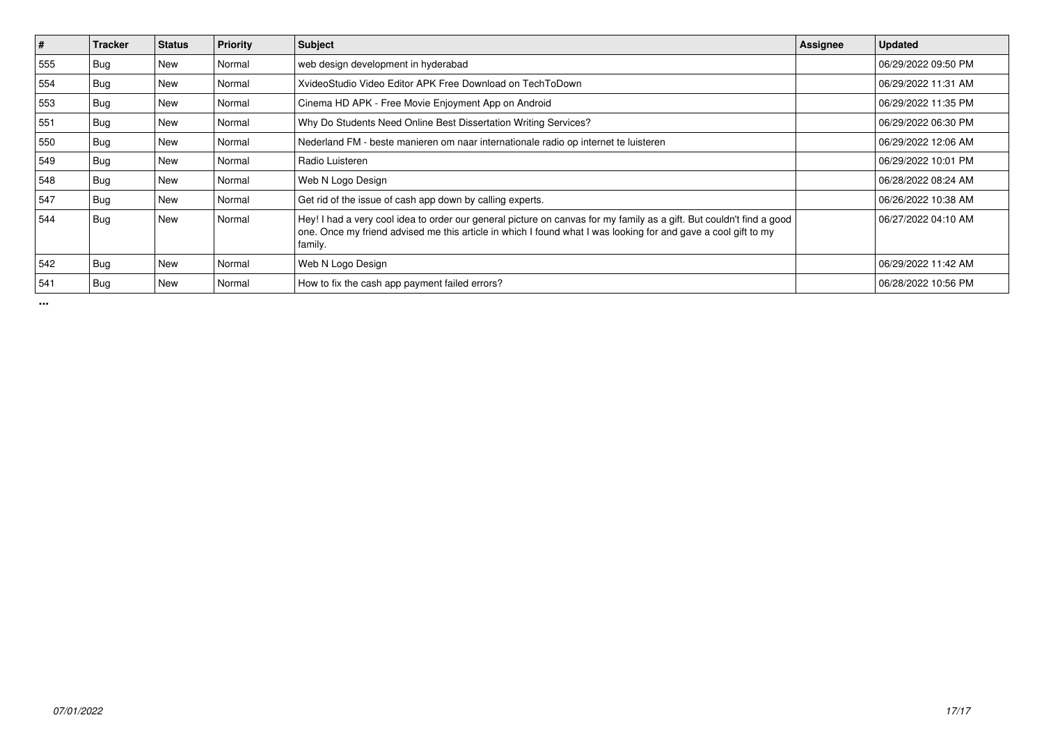| # | Tracker | Status | Priority | Subject | Assignee | Updated |
|---|---|---|---|---|---|---|
| 555 | Bug | New | Normal | web design development in hyderabad | | 06/29/2022 09:50 PM |
| 554 | Bug | New | Normal | XvideoStudio Video Editor APK Free Download on TechToDown | | 06/29/2022 11:31 AM |
| 553 | Bug | New | Normal | Cinema HD APK - Free Movie Enjoyment App on Android | | 06/29/2022 11:35 PM |
| 551 | Bug | New | Normal | Why Do Students Need Online Best Dissertation Writing Services? | | 06/29/2022 06:30 PM |
| 550 | Bug | New | Normal | Nederland FM - beste manieren om naar internationale radio op internet te luisteren | | 06/29/2022 12:06 AM |
| 549 | Bug | New | Normal | Radio Luisteren | | 06/29/2022 10:01 PM |
| 548 | Bug | New | Normal | Web N Logo Design | | 06/28/2022 08:24 AM |
| 547 | Bug | New | Normal | Get rid of the issue of cash app down by calling experts. | | 06/26/2022 10:38 AM |
| 544 | Bug | New | Normal | Hey! I had a very cool idea to order our general picture on canvas for my family as a gift. But couldn't find a good one. Once my friend advised me this article in which I found what I was looking for and gave a cool gift to my family. | | 06/27/2022 04:10 AM |
| 542 | Bug | New | Normal | Web N Logo Design | | 06/29/2022 11:42 AM |
| 541 | Bug | New | Normal | How to fix the cash app payment failed errors? | | 06/28/2022 10:56 PM |

...